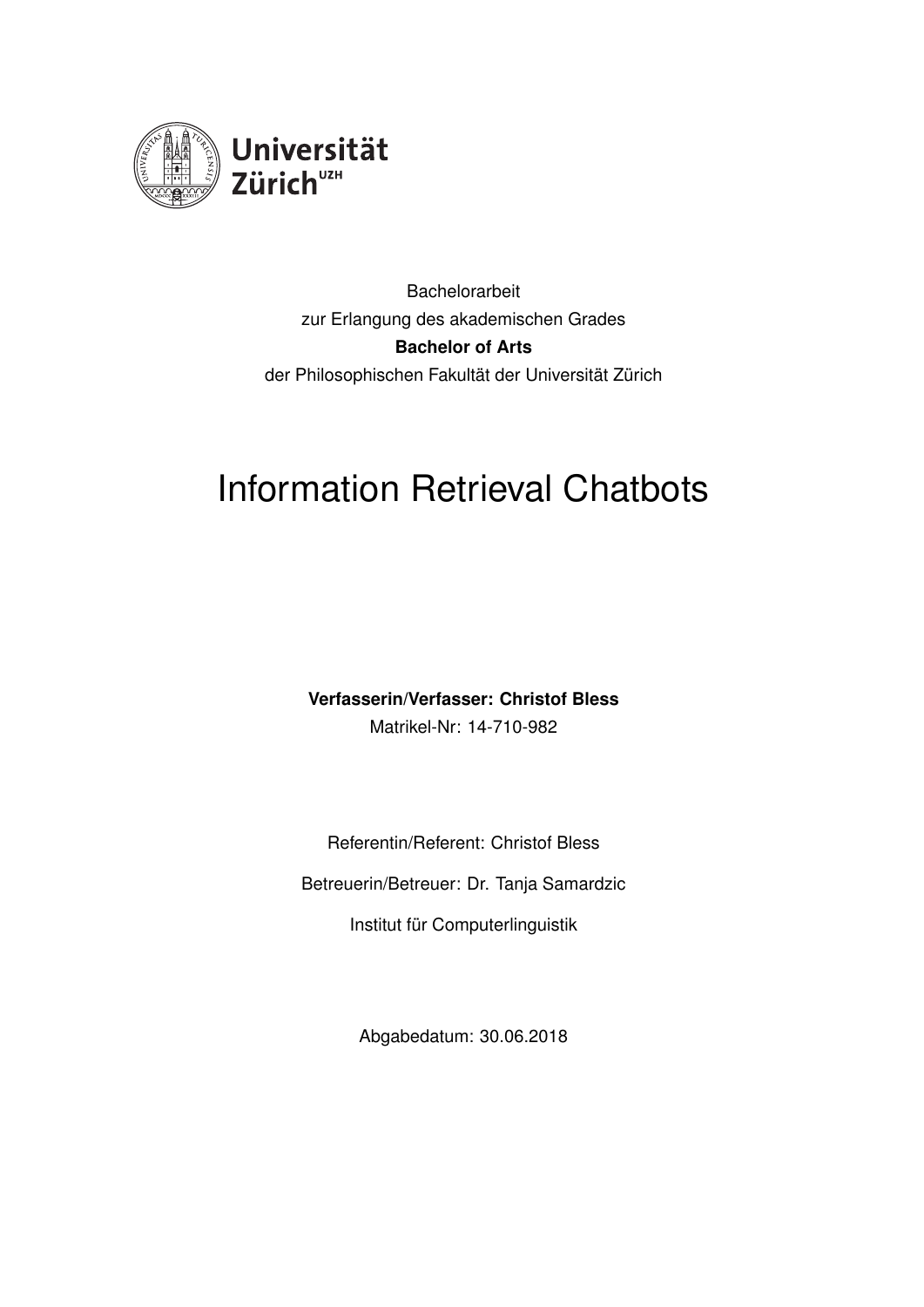Universität Zürich[UZH]

Bachelorarbeit

zur Erlangung des akademischen Grades

**Bachelor of Arts**

der Philosophischen Fakultät der Universität Zürich

# Information Retrieval Chatbots

**Verfasserin/Verfasser: Christof Bless**

Matrikel-Nr: 14-710-982

Referentin/Referent: Christof Bless

Betreuerin/Betreuer: Dr. Tanja Samardzic

Institut für Computerlinguistik

Abgabedatum: 30.06.2018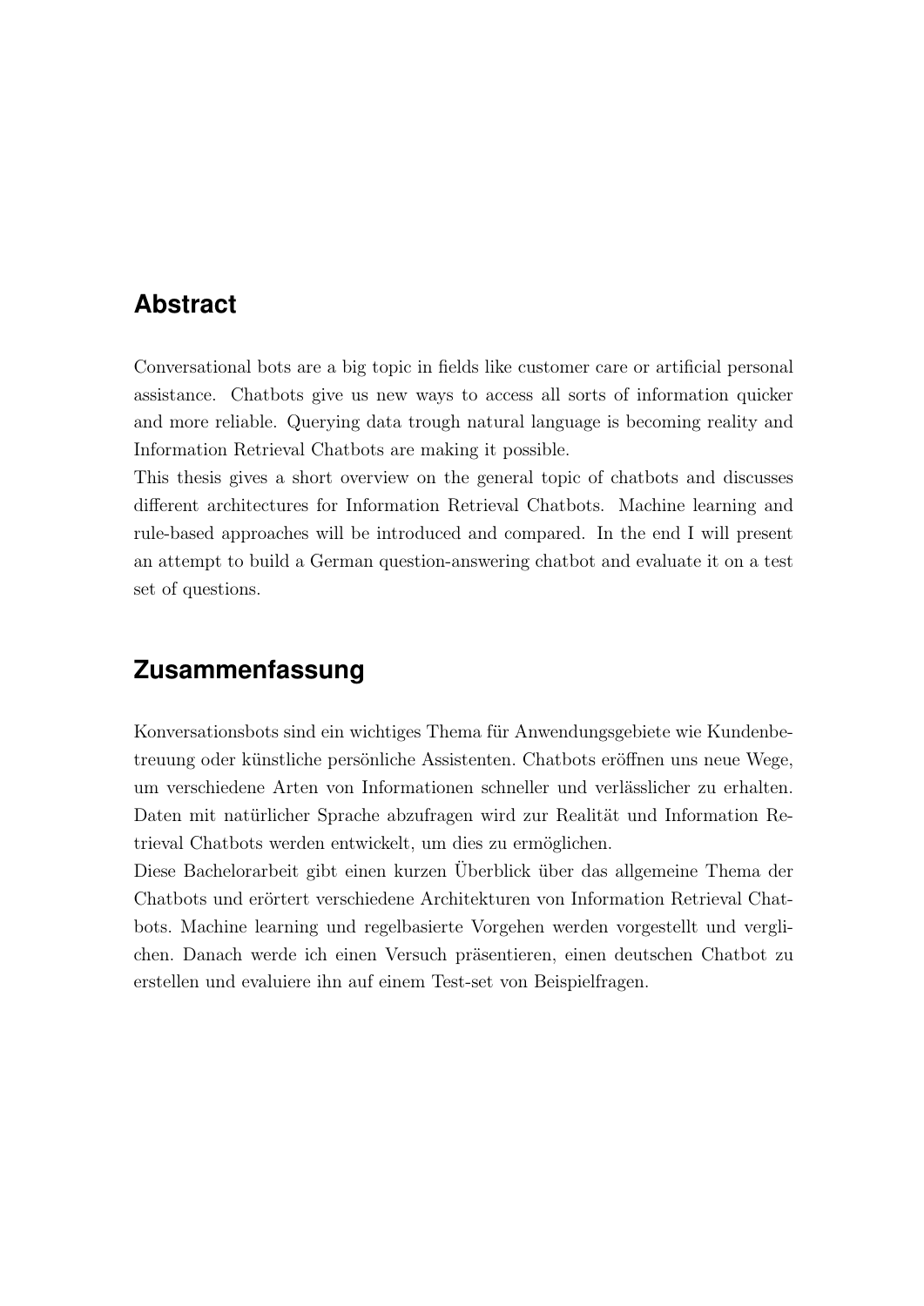## Abstract

Conversational bots are a big topic in fields like customer care or artificial personal assistance. Chatbots give us new ways to access all sorts of information quicker and more reliable. Querying data trough natural language is becoming reality and Information Retrieval Chatbots are making it possible.
This thesis gives a short overview on the general topic of chatbots and discusses different architectures for Information Retrieval Chatbots. Machine learning and rule-based approaches will be introduced and compared. In the end I will present an attempt to build a German question-answering chatbot and evaluate it on a test set of questions.

## Zusammenfassung

Konversationsbots sind ein wichtiges Thema für Anwendungsgebiete wie Kundenbetreuung oder künstliche persönliche Assistenten. Chatbots eröffnen uns neue Wege, um verschiedene Arten von Informationen schneller und verlässlicher zu erhalten. Daten mit natürlicher Sprache abzufragen wird zur Realität und Information Retrieval Chatbots werden entwickelt, um dies zu ermöglichen.
Diese Bachelorarbeit gibt einen kurzen Überblick über das allgemeine Thema der Chatbots und erörtert verschiedene Architekturen von Information Retrieval Chatbots. Machine learning und regelbasierte Vorgehen werden vorgestellt und verglichen. Danach werde ich einen Versuch präsentieren, einen deutschen Chatbot zu erstellen und evaluiere ihn auf einem Test-set von Beispielfragen.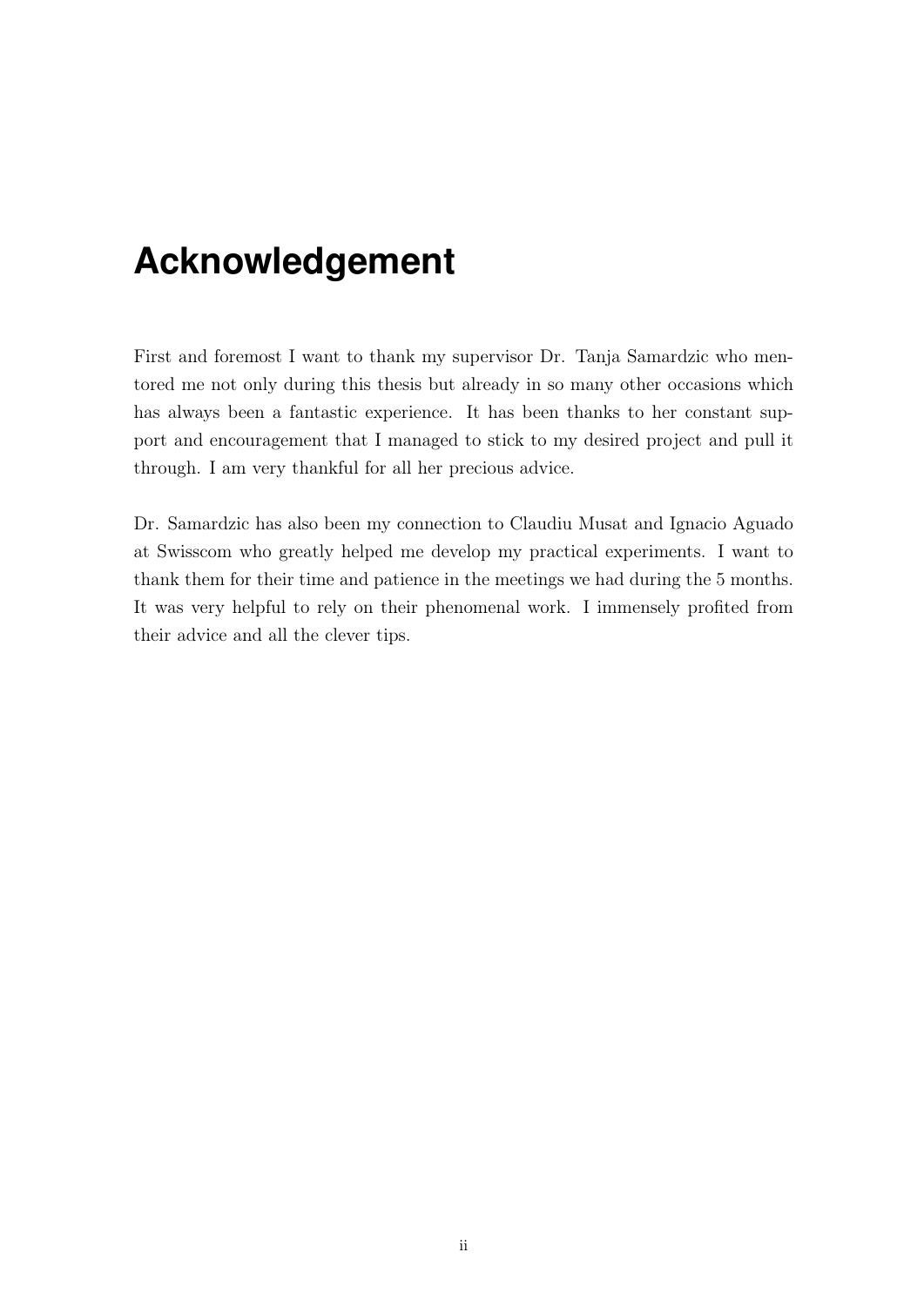# Acknowledgement

First and foremost I want to thank my supervisor Dr. Tanja Samardzic who mentored me not only during this thesis but already in so many other occasions which has always been a fantastic experience. It has been thanks to her constant support and encouragement that I managed to stick to my desired project and pull it through. I am very thankful for all her precious advice.

Dr. Samardzic has also been my connection to Claudiu Musat and Ignacio Aguado at Swisscom who greatly helped me develop my practical experiments. I want to thank them for their time and patience in the meetings we had during the 5 months. It was very helpful to rely on their phenomenal work. I immensely profited from their advice and all the clever tips.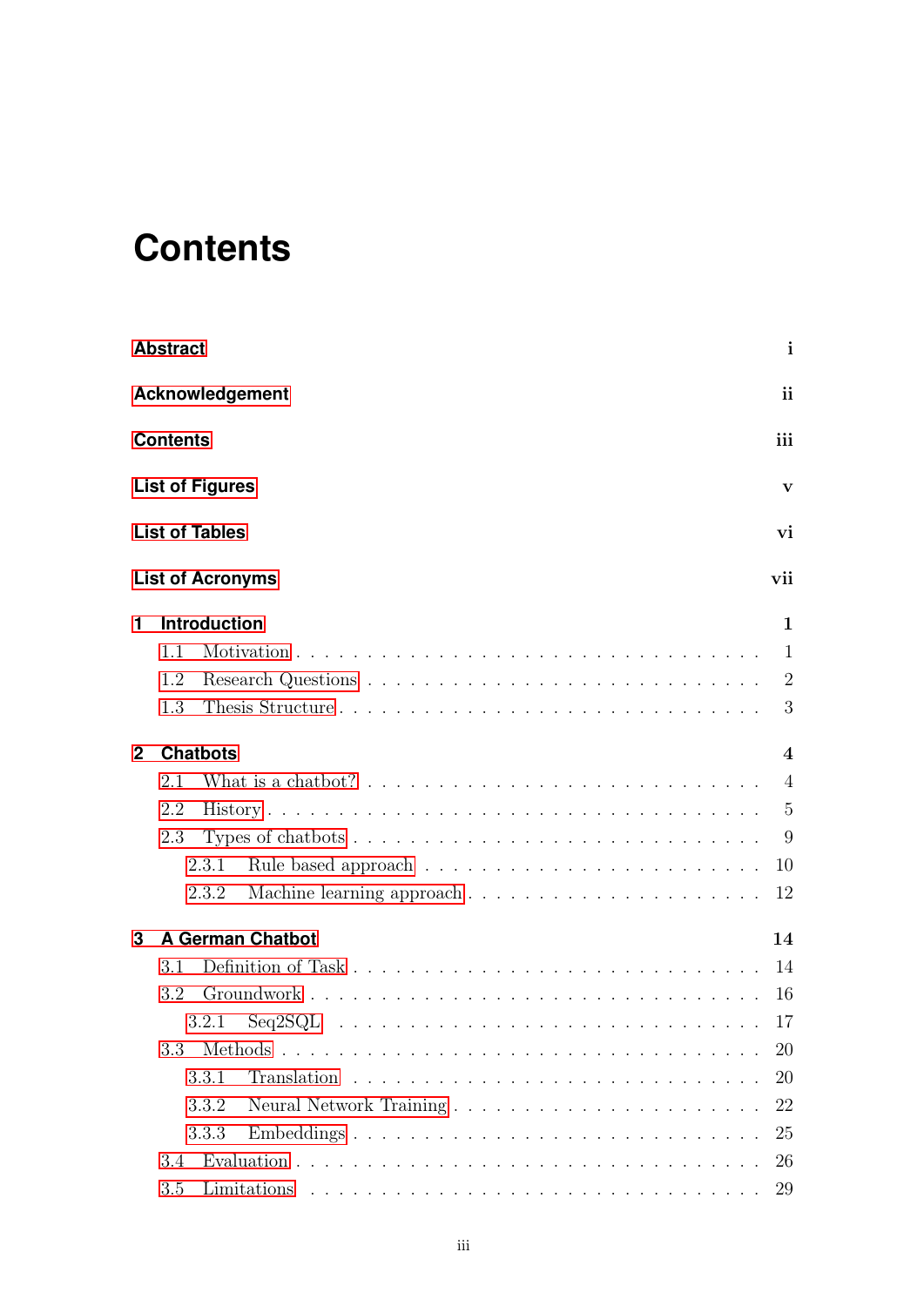# Contents

**Abstract** i

**Acknowledgement** ii

**Contents** iii

**List of Figures** v

**List of Tables** vi

**List of Acronyms** vii

**1 Introduction** 1

- 1.1 Motivation . . . 1
- 1.2 Research Questions . . . 2
- 1.3 Thesis Structure . . . 3

**2 Chatbots** 4

- 2.1 What is a chatbot? . . . 4
- 2.2 History . . . 5
- 2.3 Types of chatbots . . . 9
  - 2.3.1 Rule based approach . . . 10
  - 2.3.2 Machine learning approach . . . 12

**3 A German Chatbot** 14

- 3.1 Definition of Task . . . 14
- 3.2 Groundwork . . . 16
  - 3.2.1 Seq2SQL . . . 17
- 3.3 Methods . . . 20
  - 3.3.1 Translation . . . 20
  - 3.3.2 Neural Network Training . . . 22
  - 3.3.3 Embeddings . . . 25
- 3.4 Evaluation . . . 26
- 3.5 Limitations . . . 29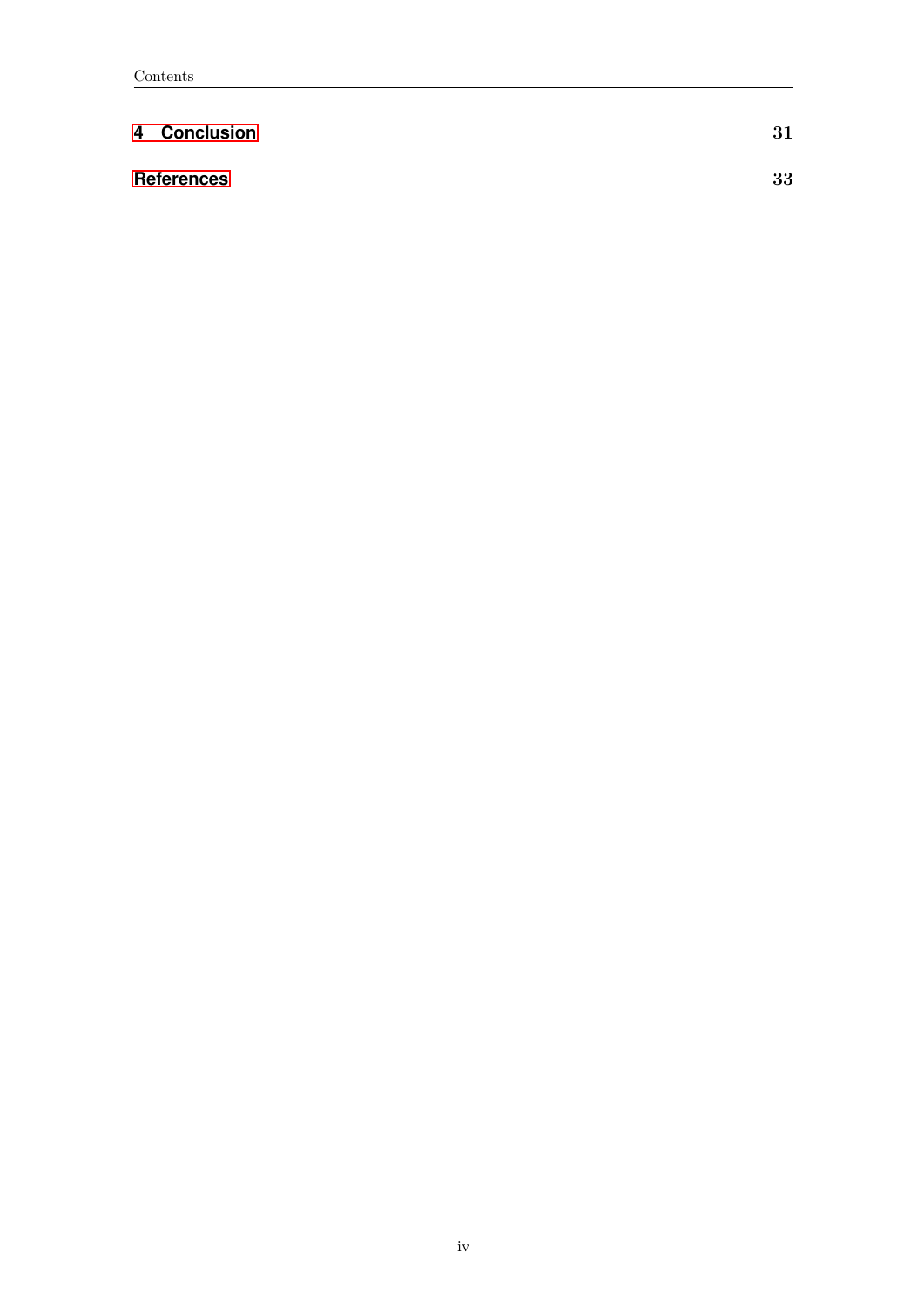**4 Conclusion** **31**

**References** **33**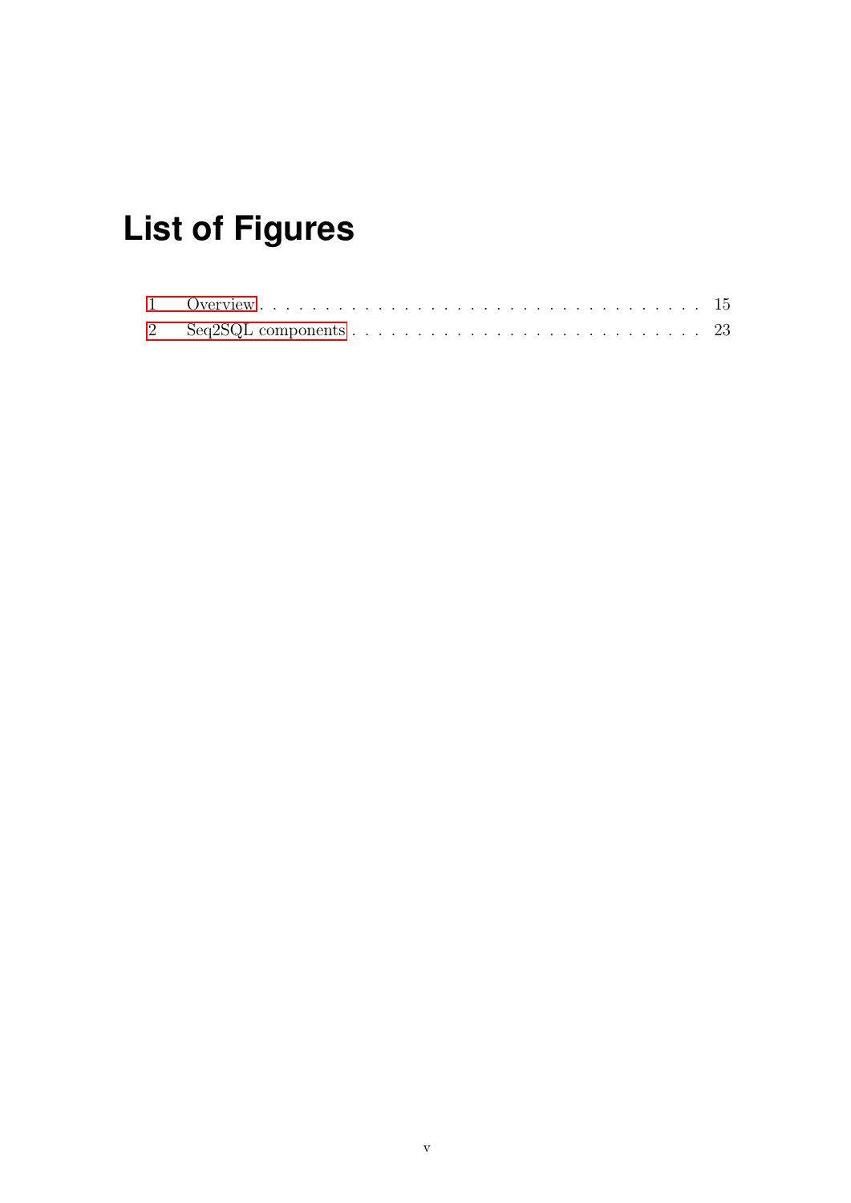# List of Figures

1 Overview . . . . . . . . . . . . . . . . . . . . . . . . . . . . . . . . 15
2 Seq2SQL components . . . . . . . . . . . . . . . . . . . . . . . . . . 23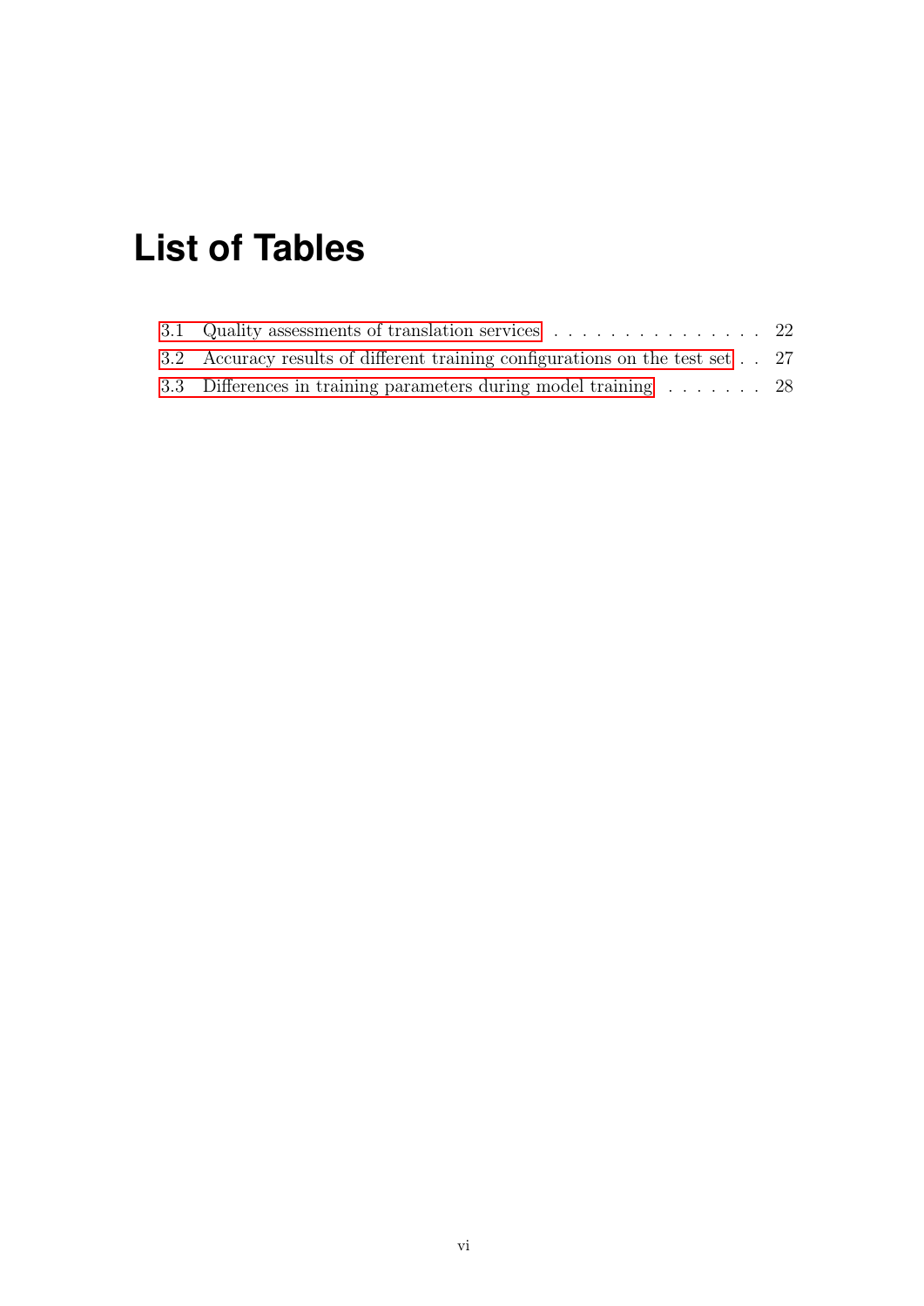# List of Tables

3.1 Quality assessments of translation services . . . . . . . . . . . . . . . . 22

3.2 Accuracy results of different training configurations on the test set . . 27

3.3 Differences in training parameters during model training . . . . . . . . 28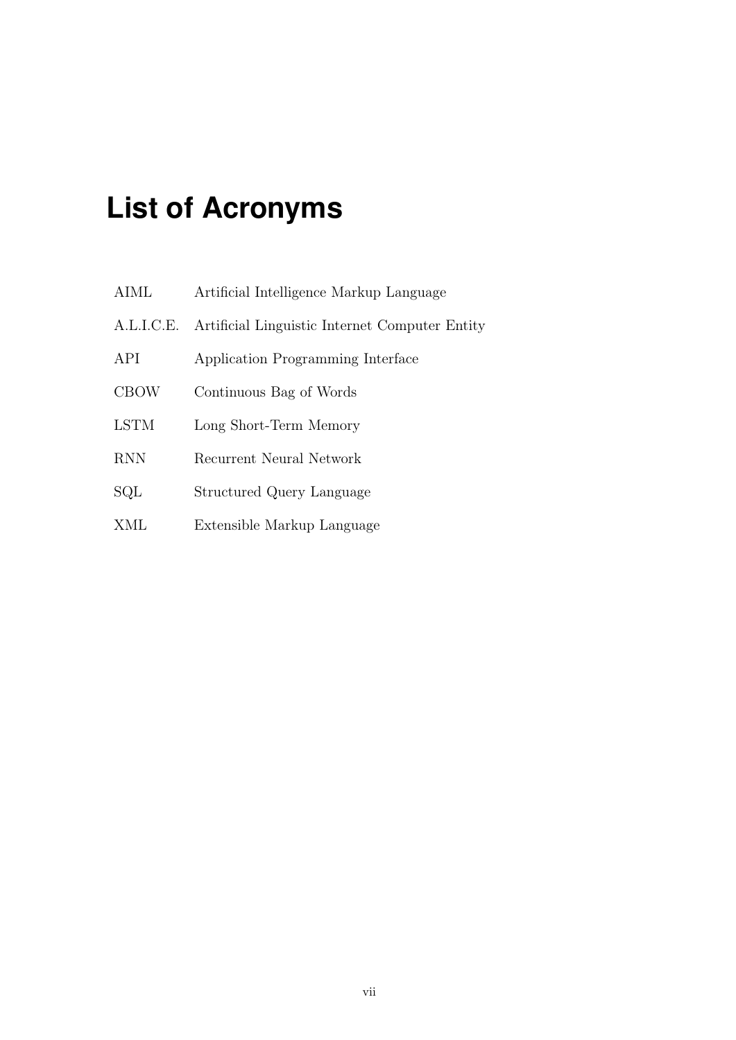# List of Acronyms

| | |
|---|---|
| AIML | Artificial Intelligence Markup Language |
| A.L.I.C.E. | Artificial Linguistic Internet Computer Entity |
| API | Application Programming Interface |
| CBOW | Continuous Bag of Words |
| LSTM | Long Short-Term Memory |
| RNN | Recurrent Neural Network |
| SQL | Structured Query Language |
| XML | Extensible Markup Language |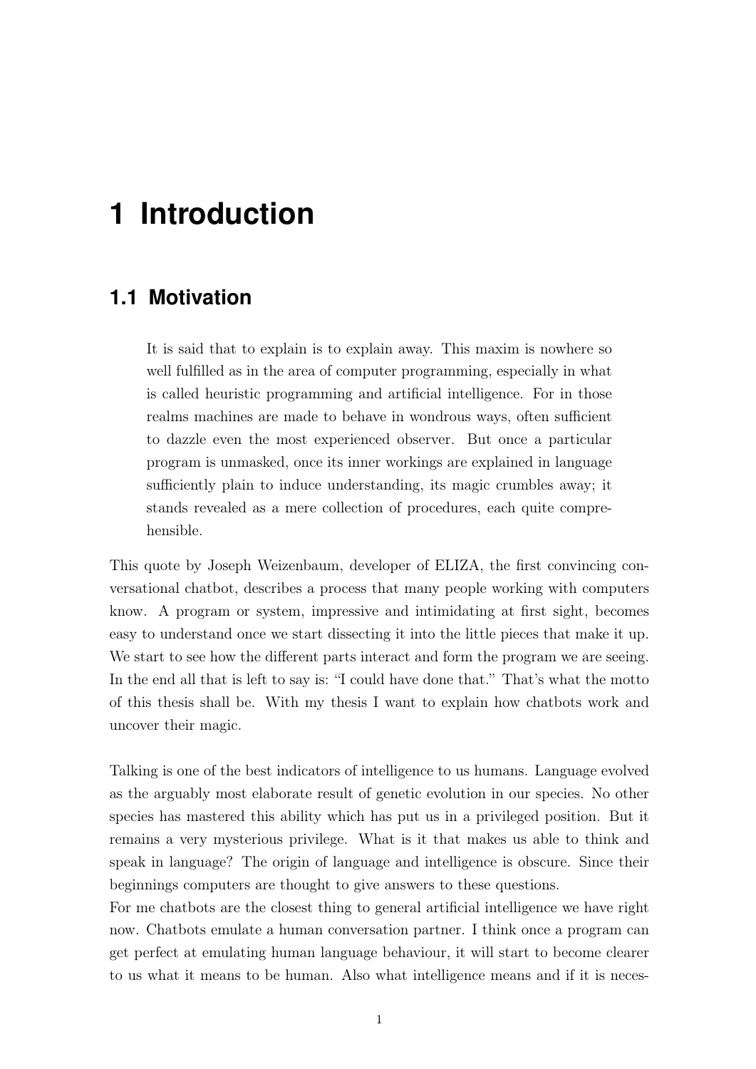# 1 Introduction

## 1.1 Motivation

> It is said that to explain is to explain away. This maxim is nowhere so well fulfilled as in the area of computer programming, especially in what is called heuristic programming and artificial intelligence. For in those realms machines are made to behave in wondrous ways, often sufficient to dazzle even the most experienced observer. But once a particular program is unmasked, once its inner workings are explained in language sufficiently plain to induce understanding, its magic crumbles away; it stands revealed as a mere collection of procedures, each quite comprehensible.

This quote by Joseph Weizenbaum, developer of ELIZA, the first convincing conversational chatbot, describes a process that many people working with computers know. A program or system, impressive and intimidating at first sight, becomes easy to understand once we start dissecting it into the little pieces that make it up. We start to see how the different parts interact and form the program we are seeing. In the end all that is left to say is: "I could have done that." That's what the motto of this thesis shall be. With my thesis I want to explain how chatbots work and uncover their magic.

Talking is one of the best indicators of intelligence to us humans. Language evolved as the arguably most elaborate result of genetic evolution in our species. No other species has mastered this ability which has put us in a privileged position. But it remains a very mysterious privilege. What is it that makes us able to think and speak in language? The origin of language and intelligence is obscure. Since their beginnings computers are thought to give answers to these questions.
For me chatbots are the closest thing to general artificial intelligence we have right now. Chatbots emulate a human conversation partner. I think once a program can get perfect at emulating human language behaviour, it will start to become clearer to us what it means to be human. Also what intelligence means and if it is neces-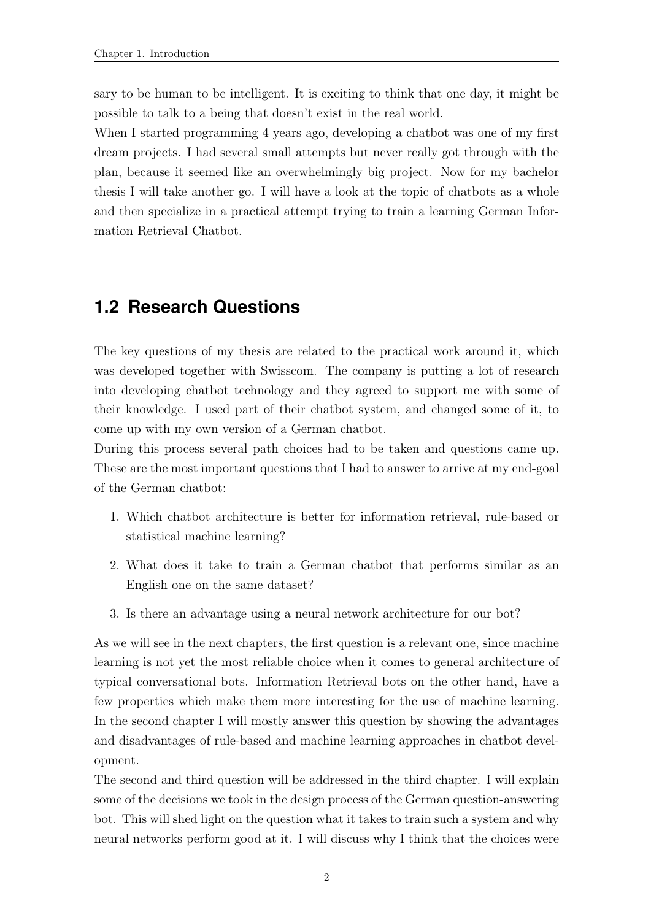sary to be human to be intelligent. It is exciting to think that one day, it might be possible to talk to a being that doesn't exist in the real world.

When I started programming 4 years ago, developing a chatbot was one of my first dream projects. I had several small attempts but never really got through with the plan, because it seemed like an overwhelmingly big project. Now for my bachelor thesis I will take another go. I will have a look at the topic of chatbots as a whole and then specialize in a practical attempt trying to train a learning German Information Retrieval Chatbot.

## 1.2 Research Questions

The key questions of my thesis are related to the practical work around it, which was developed together with Swisscom. The company is putting a lot of research into developing chatbot technology and they agreed to support me with some of their knowledge. I used part of their chatbot system, and changed some of it, to come up with my own version of a German chatbot.

During this process several path choices had to be taken and questions came up. These are the most important questions that I had to answer to arrive at my end-goal of the German chatbot:

1. Which chatbot architecture is better for information retrieval, rule-based or statistical machine learning?
2. What does it take to train a German chatbot that performs similar as an English one on the same dataset?
3. Is there an advantage using a neural network architecture for our bot?

As we will see in the next chapters, the first question is a relevant one, since machine learning is not yet the most reliable choice when it comes to general architecture of typical conversational bots. Information Retrieval bots on the other hand, have a few properties which make them more interesting for the use of machine learning. In the second chapter I will mostly answer this question by showing the advantages and disadvantages of rule-based and machine learning approaches in chatbot development.

The second and third question will be addressed in the third chapter. I will explain some of the decisions we took in the design process of the German question-answering bot. This will shed light on the question what it takes to train such a system and why neural networks perform good at it. I will discuss why I think that the choices were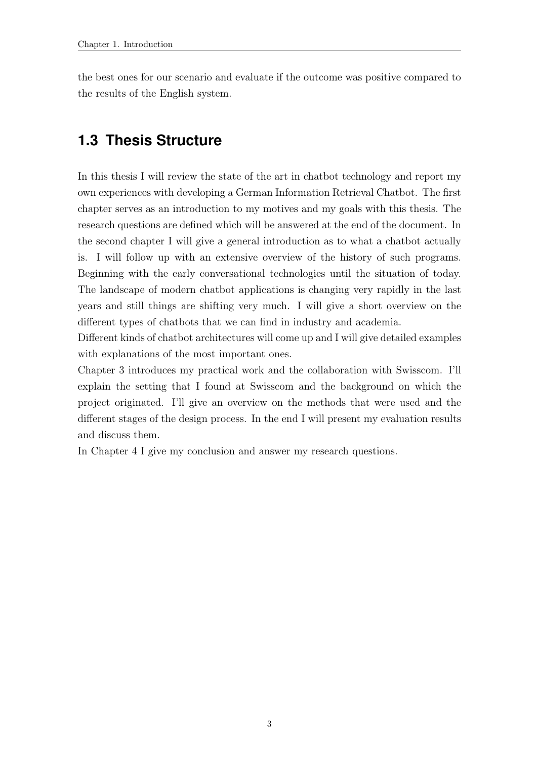the best ones for our scenario and evaluate if the outcome was positive compared to the results of the English system.

## 1.3 Thesis Structure

In this thesis I will review the state of the art in chatbot technology and report my own experiences with developing a German Information Retrieval Chatbot. The first chapter serves as an introduction to my motives and my goals with this thesis. The research questions are defined which will be answered at the end of the document. In the second chapter I will give a general introduction as to what a chatbot actually is. I will follow up with an extensive overview of the history of such programs. Beginning with the early conversational technologies until the situation of today. The landscape of modern chatbot applications is changing very rapidly in the last years and still things are shifting very much. I will give a short overview on the different types of chatbots that we can find in industry and academia.
Different kinds of chatbot architectures will come up and I will give detailed examples with explanations of the most important ones.
Chapter 3 introduces my practical work and the collaboration with Swisscom. I'll explain the setting that I found at Swisscom and the background on which the project originated. I'll give an overview on the methods that were used and the different stages of the design process. In the end I will present my evaluation results and discuss them.
In Chapter 4 I give my conclusion and answer my research questions.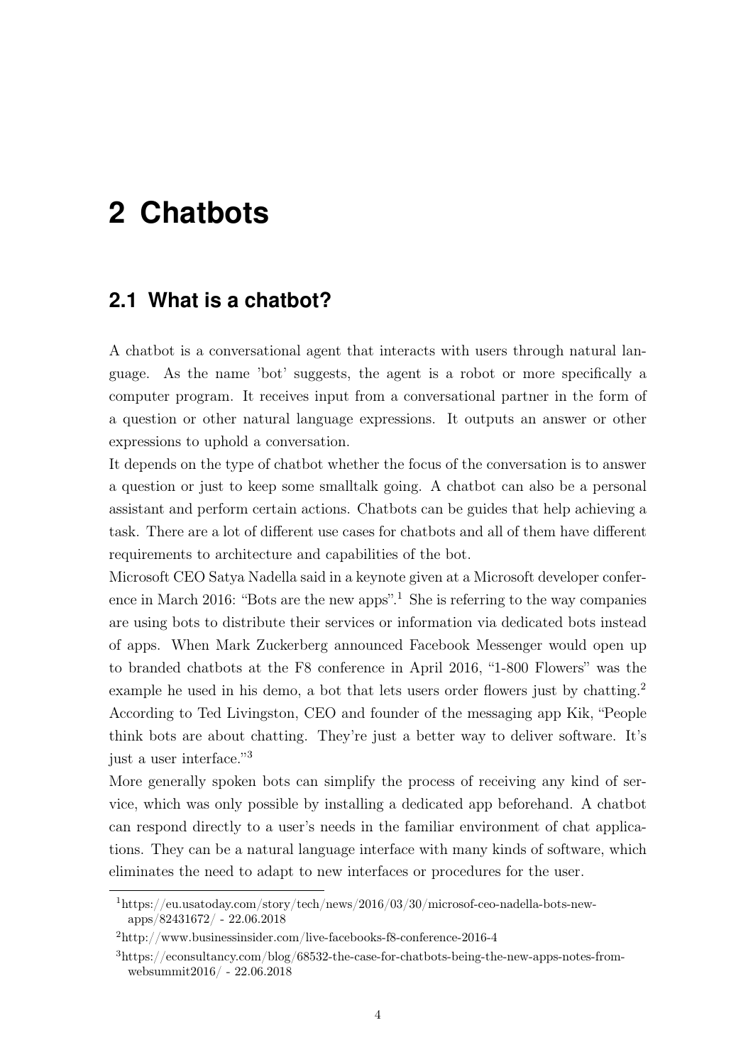# 2 Chatbots

## 2.1 What is a chatbot?

A chatbot is a conversational agent that interacts with users through natural language. As the name 'bot' suggests, the agent is a robot or more specifically a computer program. It receives input from a conversational partner in the form of a question or other natural language expressions. It outputs an answer or other expressions to uphold a conversation.

It depends on the type of chatbot whether the focus of the conversation is to answer a question or just to keep some smalltalk going. A chatbot can also be a personal assistant and perform certain actions. Chatbots can be guides that help achieving a task. There are a lot of different use cases for chatbots and all of them have different requirements to architecture and capabilities of the bot.

Microsoft CEO Satya Nadella said in a keynote given at a Microsoft developer conference in March 2016: "Bots are the new apps".[1] She is referring to the way companies are using bots to distribute their services or information via dedicated bots instead of apps. When Mark Zuckerberg announced Facebook Messenger would open up to branded chatbots at the F8 conference in April 2016, "1-800 Flowers" was the example he used in his demo, a bot that lets users order flowers just by chatting.[2] According to Ted Livingston, CEO and founder of the messaging app Kik, "People think bots are about chatting. They're just a better way to deliver software. It's just a user interface."[3]

More generally spoken bots can simplify the process of receiving any kind of service, which was only possible by installing a dedicated app beforehand. A chatbot can respond directly to a user's needs in the familiar environment of chat applications. They can be a natural language interface with many kinds of software, which eliminates the need to adapt to new interfaces or procedures for the user.

---

[1] https://eu.usatoday.com/story/tech/news/2016/03/30/microsof-ceo-nadella-bots-new-apps/82431672/ - 22.06.2018

[2] http://www.businessinsider.com/live-facebooks-f8-conference-2016-4

[3] https://econsultancy.com/blog/68532-the-case-for-chatbots-being-the-new-apps-notes-from-websummit2016/ - 22.06.2018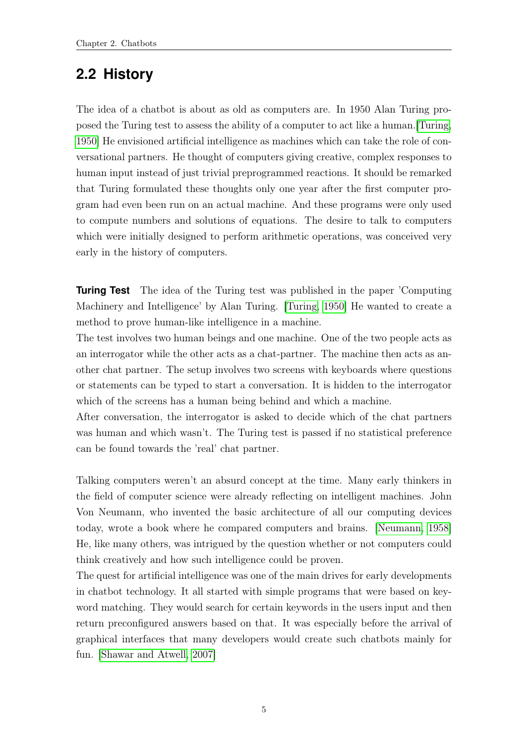## 2.2 History

The idea of a chatbot is about as old as computers are. In 1950 Alan Turing proposed the Turing test to assess the ability of a computer to act like a human.[Turing, 1950] He envisioned artificial intelligence as machines which can take the role of conversational partners. He thought of computers giving creative, complex responses to human input instead of just trivial preprogrammed reactions. It should be remarked that Turing formulated these thoughts only one year after the first computer program had even been run on an actual machine. And these programs were only used to compute numbers and solutions of equations. The desire to talk to computers which were initially designed to perform arithmetic operations, was conceived very early in the history of computers.

**Turing Test** The idea of the Turing test was published in the paper 'Computing Machinery and Intelligence' by Alan Turing. [Turing, 1950] He wanted to create a method to prove human-like intelligence in a machine.
The test involves two human beings and one machine. One of the two people acts as an interrogator while the other acts as a chat-partner. The machine then acts as another chat partner. The setup involves two screens with keyboards where questions or statements can be typed to start a conversation. It is hidden to the interrogator which of the screens has a human being behind and which a machine.
After conversation, the interrogator is asked to decide which of the chat partners was human and which wasn't. The Turing test is passed if no statistical preference can be found towards the 'real' chat partner.

Talking computers weren't an absurd concept at the time. Many early thinkers in the field of computer science were already reflecting on intelligent machines. John Von Neumann, who invented the basic architecture of all our computing devices today, wrote a book where he compared computers and brains. [Neumann, 1958] He, like many others, was intrigued by the question whether or not computers could think creatively and how such intelligence could be proven.
The quest for artificial intelligence was one of the main drives for early developments in chatbot technology. It all started with simple programs that were based on keyword matching. They would search for certain keywords in the users input and then return preconfigured answers based on that. It was especially before the arrival of graphical interfaces that many developers would create such chatbots mainly for fun. [Shawar and Atwell, 2007]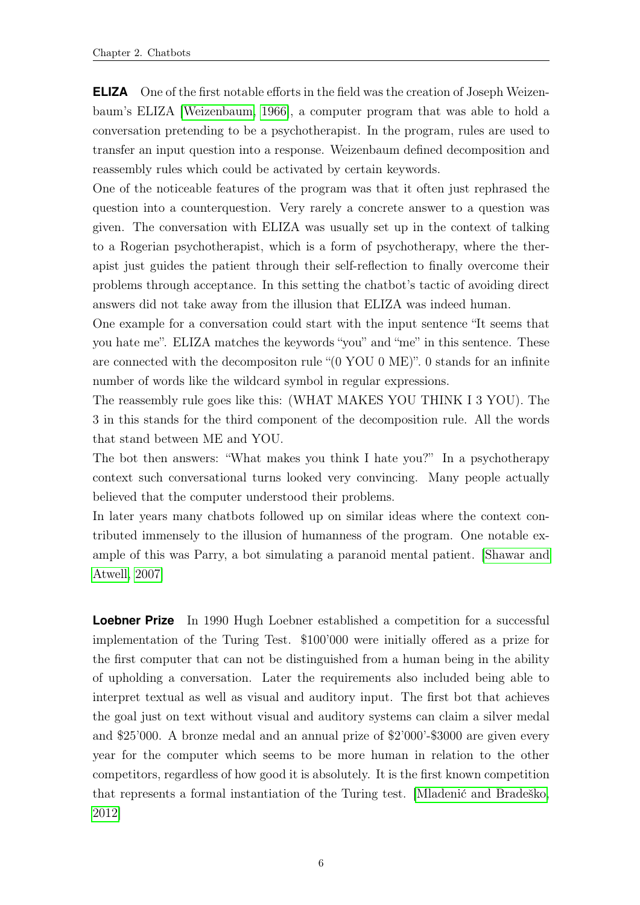**ELIZA** One of the first notable efforts in the field was the creation of Joseph Weizenbaum's ELIZA [Weizenbaum, 1966], a computer program that was able to hold a conversation pretending to be a psychotherapist. In the program, rules are used to transfer an input question into a response. Weizenbaum defined decomposition and reassembly rules which could be activated by certain keywords.

One of the noticeable features of the program was that it often just rephrased the question into a counterquestion. Very rarely a concrete answer to a question was given. The conversation with ELIZA was usually set up in the context of talking to a Rogerian psychotherapist, which is a form of psychotherapy, where the therapist just guides the patient through their self-reflection to finally overcome their problems through acceptance. In this setting the chatbot's tactic of avoiding direct answers did not take away from the illusion that ELIZA was indeed human.

One example for a conversation could start with the input sentence "It seems that you hate me". ELIZA matches the keywords "you" and "me" in this sentence. These are connected with the decompositon rule "(0 YOU 0 ME)". 0 stands for an infinite number of words like the wildcard symbol in regular expressions.

The reassembly rule goes like this: (WHAT MAKES YOU THINK I 3 YOU). The 3 in this stands for the third component of the decomposition rule. All the words that stand between ME and YOU.

The bot then answers: "What makes you think I hate you?" In a psychotherapy context such conversational turns looked very convincing. Many people actually believed that the computer understood their problems.

In later years many chatbots followed up on similar ideas where the context contributed immensely to the illusion of humanness of the program. One notable example of this was Parry, a bot simulating a paranoid mental patient. [Shawar and Atwell, 2007]

**Loebner Prize** In 1990 Hugh Loebner established a competition for a successful implementation of the Turing Test. \$100'000 were initially offered as a prize for the first computer that can not be distinguished from a human being in the ability of upholding a conversation. Later the requirements also included being able to interpret textual as well as visual and auditory input. The first bot that achieves the goal just on text without visual and auditory systems can claim a silver medal and \$25'000. A bronze medal and an annual prize of \$2'000'-\$3000 are given every year for the computer which seems to be more human in relation to the other competitors, regardless of how good it is absolutely. It is the first known competition that represents a formal instantiation of the Turing test. [Mladenić and Bradeško, 2012]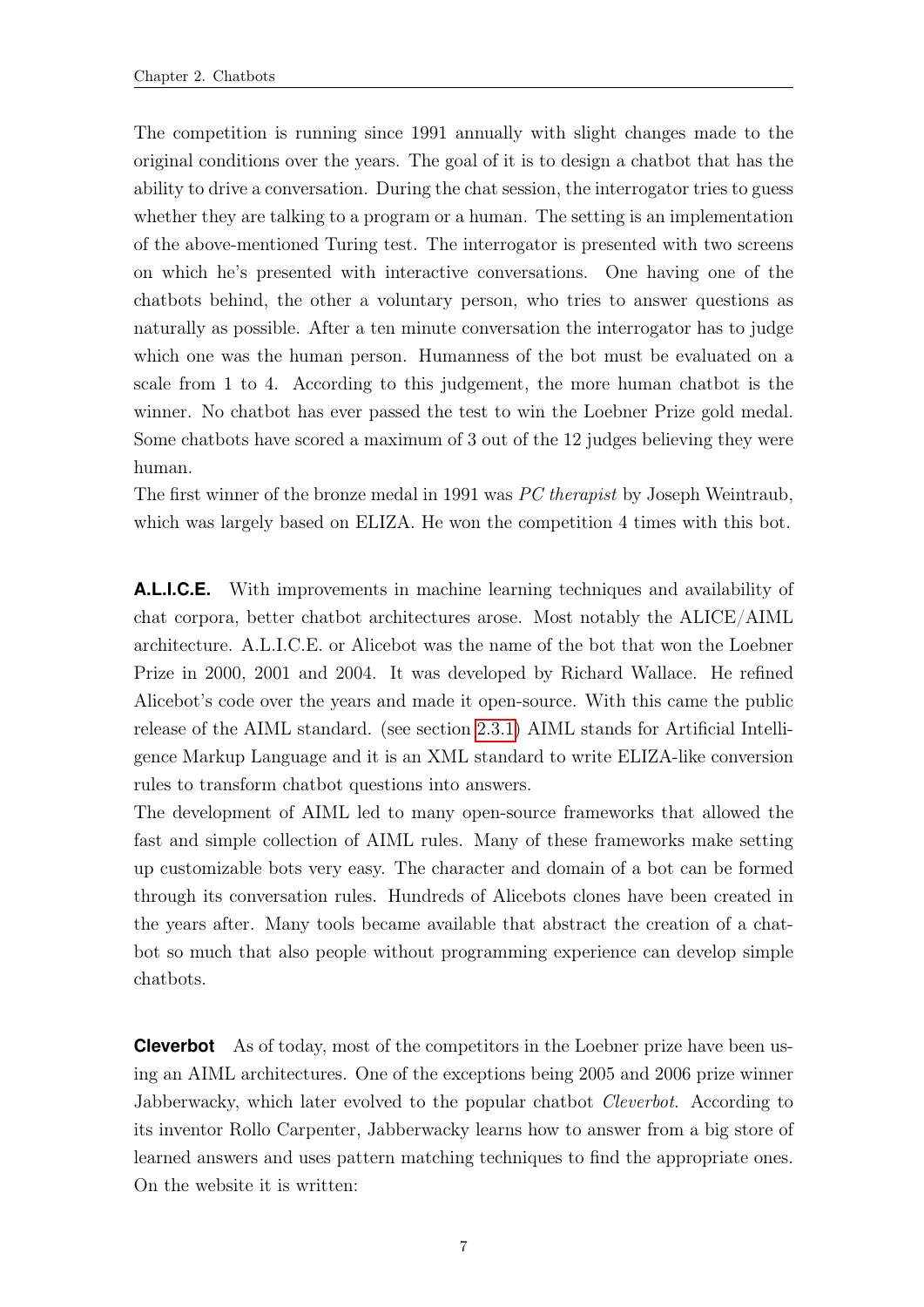The competition is running since 1991 annually with slight changes made to the original conditions over the years. The goal of it is to design a chatbot that has the ability to drive a conversation. During the chat session, the interrogator tries to guess whether they are talking to a program or a human. The setting is an implementation of the above-mentioned Turing test. The interrogator is presented with two screens on which he's presented with interactive conversations. One having one of the chatbots behind, the other a voluntary person, who tries to answer questions as naturally as possible. After a ten minute conversation the interrogator has to judge which one was the human person. Humanness of the bot must be evaluated on a scale from 1 to 4. According to this judgement, the more human chatbot is the winner. No chatbot has ever passed the test to win the Loebner Prize gold medal. Some chatbots have scored a maximum of 3 out of the 12 judges believing they were human.
The first winner of the bronze medal in 1991 was *PC therapist* by Joseph Weintraub, which was largely based on ELIZA. He won the competition 4 times with this bot.

**A.L.I.C.E.** With improvements in machine learning techniques and availability of chat corpora, better chatbot architectures arose. Most notably the ALICE/AIML architecture. A.L.I.C.E. or Alicebot was the name of the bot that won the Loebner Prize in 2000, 2001 and 2004. It was developed by Richard Wallace. He refined Alicebot's code over the years and made it open-source. With this came the public release of the AIML standard. (see section 2.3.1) AIML stands for Artificial Intelligence Markup Language and it is an XML standard to write ELIZA-like conversion rules to transform chatbot questions into answers.
The development of AIML led to many open-source frameworks that allowed the fast and simple collection of AIML rules. Many of these frameworks make setting up customizable bots very easy. The character and domain of a bot can be formed through its conversation rules. Hundreds of Alicebots clones have been created in the years after. Many tools became available that abstract the creation of a chatbot so much that also people without programming experience can develop simple chatbots.

**Cleverbot** As of today, most of the competitors in the Loebner prize have been using an AIML architectures. One of the exceptions being 2005 and 2006 prize winner Jabberwacky, which later evolved to the popular chatbot *Cleverbot*. According to its inventor Rollo Carpenter, Jabberwacky learns how to answer from a big store of learned answers and uses pattern matching techniques to find the appropriate ones. On the website it is written: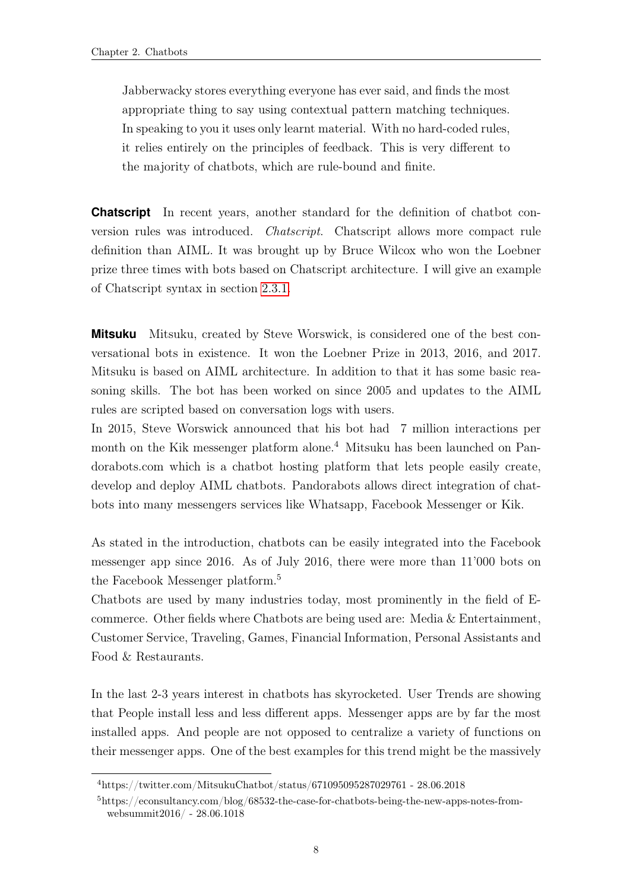> Jabberwacky stores everything everyone has ever said, and finds the most appropriate thing to say using contextual pattern matching techniques. In speaking to you it uses only learnt material. With no hard-coded rules, it relies entirely on the principles of feedback. This is very different to the majority of chatbots, which are rule-bound and finite.

**Chatscript** In recent years, another standard for the definition of chatbot conversion rules was introduced. *Chatscript*. Chatscript allows more compact rule definition than AIML. It was brought up by Bruce Wilcox who won the Loebner prize three times with bots based on Chatscript architecture. I will give an example of Chatscript syntax in section 2.3.1.

**Mitsuku** Mitsuku, created by Steve Worswick, is considered one of the best conversational bots in existence. It won the Loebner Prize in 2013, 2016, and 2017. Mitsuku is based on AIML architecture. In addition to that it has some basic reasoning skills. The bot has been worked on since 2005 and updates to the AIML rules are scripted based on conversation logs with users.
In 2015, Steve Worswick announced that his bot had 7 million interactions per month on the Kik messenger platform alone.[4] Mitsuku has been launched on Pandorabots.com which is a chatbot hosting platform that lets people easily create, develop and deploy AIML chatbots. Pandorabots allows direct integration of chatbots into many messengers services like Whatsapp, Facebook Messenger or Kik.

As stated in the introduction, chatbots can be easily integrated into the Facebook messenger app since 2016. As of July 2016, there were more than 11'000 bots on the Facebook Messenger platform.[5]
Chatbots are used by many industries today, most prominently in the field of E-commerce. Other fields where Chatbots are being used are: Media & Entertainment, Customer Service, Traveling, Games, Financial Information, Personal Assistants and Food & Restaurants.

In the last 2-3 years interest in chatbots has skyrocketed. User Trends are showing that People install less and less different apps. Messenger apps are by far the most installed apps. And people are not opposed to centralize a variety of functions on their messenger apps. One of the best examples for this trend might be the massively

---

[4] https://twitter.com/MitsukuChatbot/status/671095095287029761 - 28.06.2018

[5] https://econsultancy.com/blog/68532-the-case-for-chatbots-being-the-new-apps-notes-from-websummit2016/ - 28.06.1018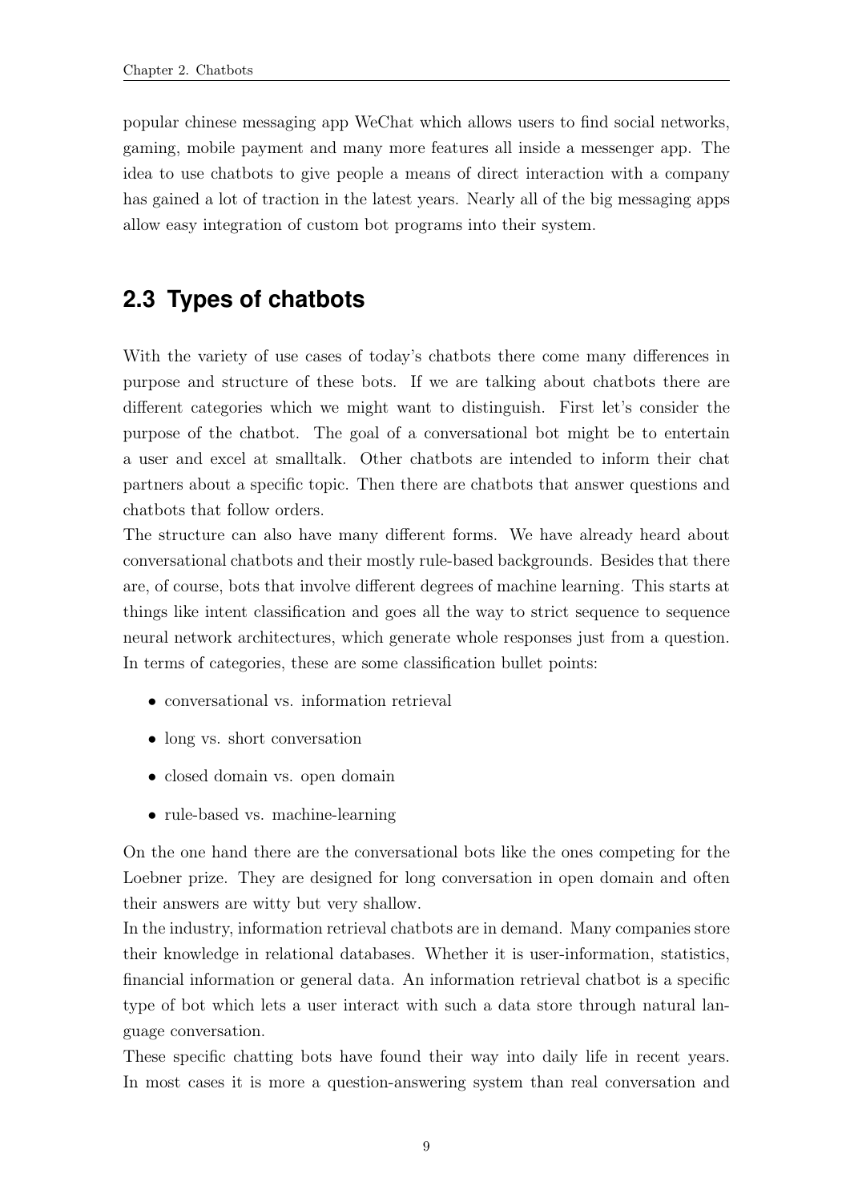popular chinese messaging app WeChat which allows users to find social networks, gaming, mobile payment and many more features all inside a messenger app. The idea to use chatbots to give people a means of direct interaction with a company has gained a lot of traction in the latest years. Nearly all of the big messaging apps allow easy integration of custom bot programs into their system.

## 2.3 Types of chatbots

With the variety of use cases of today's chatbots there come many differences in purpose and structure of these bots. If we are talking about chatbots there are different categories which we might want to distinguish. First let's consider the purpose of the chatbot. The goal of a conversational bot might be to entertain a user and excel at smalltalk. Other chatbots are intended to inform their chat partners about a specific topic. Then there are chatbots that answer questions and chatbots that follow orders.

The structure can also have many different forms. We have already heard about conversational chatbots and their mostly rule-based backgrounds. Besides that there are, of course, bots that involve different degrees of machine learning. This starts at things like intent classification and goes all the way to strict sequence to sequence neural network architectures, which generate whole responses just from a question. In terms of categories, these are some classification bullet points:

- conversational vs. information retrieval
- long vs. short conversation
- closed domain vs. open domain
- rule-based vs. machine-learning

On the one hand there are the conversational bots like the ones competing for the Loebner prize. They are designed for long conversation in open domain and often their answers are witty but very shallow.

In the industry, information retrieval chatbots are in demand. Many companies store their knowledge in relational databases. Whether it is user-information, statistics, financial information or general data. An information retrieval chatbot is a specific type of bot which lets a user interact with such a data store through natural language conversation.

These specific chatting bots have found their way into daily life in recent years. In most cases it is more a question-answering system than real conversation and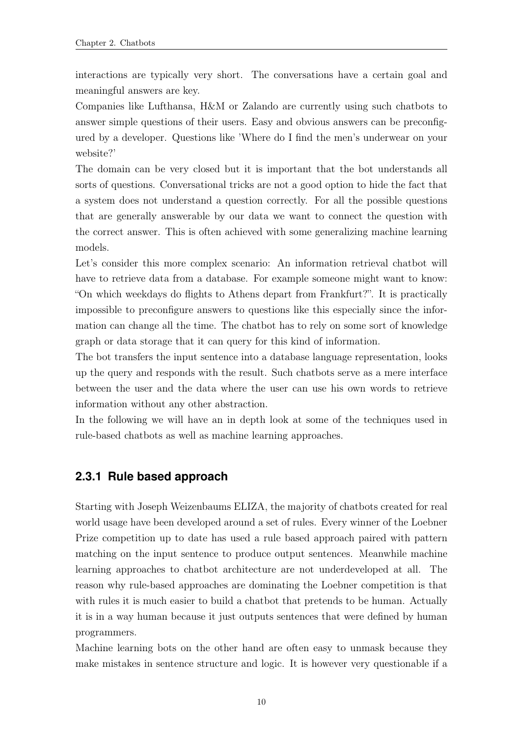interactions are typically very short. The conversations have a certain goal and meaningful answers are key.

Companies like Lufthansa, H&M or Zalando are currently using such chatbots to answer simple questions of their users. Easy and obvious answers can be preconfigured by a developer. Questions like 'Where do I find the men's underwear on your website?'

The domain can be very closed but it is important that the bot understands all sorts of questions. Conversational tricks are not a good option to hide the fact that a system does not understand a question correctly. For all the possible questions that are generally answerable by our data we want to connect the question with the correct answer. This is often achieved with some generalizing machine learning models.

Let's consider this more complex scenario: An information retrieval chatbot will have to retrieve data from a database. For example someone might want to know: "On which weekdays do flights to Athens depart from Frankfurt?". It is practically impossible to preconfigure answers to questions like this especially since the information can change all the time. The chatbot has to rely on some sort of knowledge graph or data storage that it can query for this kind of information.

The bot transfers the input sentence into a database language representation, looks up the query and responds with the result. Such chatbots serve as a mere interface between the user and the data where the user can use his own words to retrieve information without any other abstraction.

In the following we will have an in depth look at some of the techniques used in rule-based chatbots as well as machine learning approaches.

### 2.3.1 Rule based approach

Starting with Joseph Weizenbaums ELIZA, the majority of chatbots created for real world usage have been developed around a set of rules. Every winner of the Loebner Prize competition up to date has used a rule based approach paired with pattern matching on the input sentence to produce output sentences. Meanwhile machine learning approaches to chatbot architecture are not underdeveloped at all. The reason why rule-based approaches are dominating the Loebner competition is that with rules it is much easier to build a chatbot that pretends to be human. Actually it is in a way human because it just outputs sentences that were defined by human programmers.

Machine learning bots on the other hand are often easy to unmask because they make mistakes in sentence structure and logic. It is however very questionable if a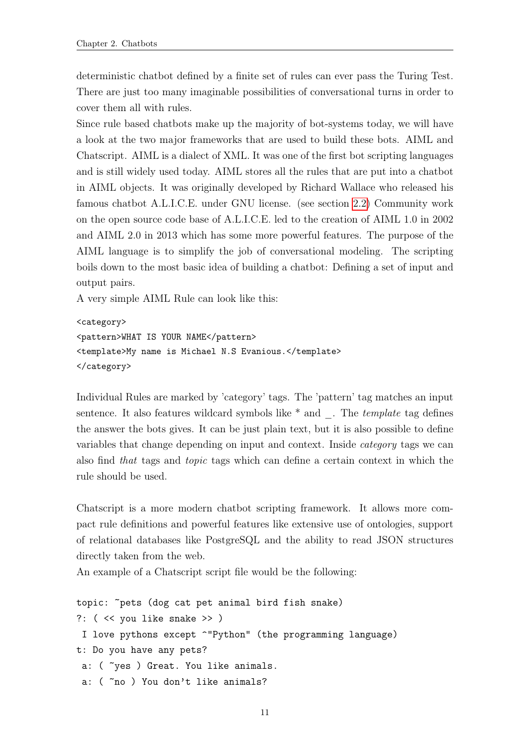deterministic chatbot defined by a finite set of rules can ever pass the Turing Test. There are just too many imaginable possibilities of conversational turns in order to cover them all with rules.
Since rule based chatbots make up the majority of bot-systems today, we will have a look at the two major frameworks that are used to build these bots. AIML and Chatscript. AIML is a dialect of XML. It was one of the first bot scripting languages and is still widely used today. AIML stores all the rules that are put into a chatbot in AIML objects. It was originally developed by Richard Wallace who released his famous chatbot A.L.I.C.E. under GNU license. (see section 2.2) Community work on the open source code base of A.L.I.C.E. led to the creation of AIML 1.0 in 2002 and AIML 2.0 in 2013 which has some more powerful features. The purpose of the AIML language is to simplify the job of conversational modeling. The scripting boils down to the most basic idea of building a chatbot: Defining a set of input and output pairs.
A very simple AIML Rule can look like this:

```
<category>
<pattern>WHAT IS YOUR NAME</pattern>
<template>My name is Michael N.S Evanious.</template>
</category>
```

Individual Rules are marked by 'category' tags. The 'pattern' tag matches an input sentence. It also features wildcard symbols like * and _. The *template* tag defines the answer the bots gives. It can be just plain text, but it is also possible to define variables that change depending on input and context. Inside *category* tags we can also find *that* tags and *topic* tags which can define a certain context in which the rule should be used.

Chatscript is a more modern chatbot scripting framework. It allows more compact rule definitions and powerful features like extensive use of ontologies, support of relational databases like PostgreSQL and the ability to read JSON structures directly taken from the web.
An example of a Chatscript script file would be the following:

```
topic: ~pets (dog cat pet animal bird fish snake)
?: ( << you like snake >> )
 I love pythons except ^"Python" (the programming language)
t: Do you have any pets?
 a: ( ~yes ) Great. You like animals.
 a: ( ~no ) You don't like animals?
```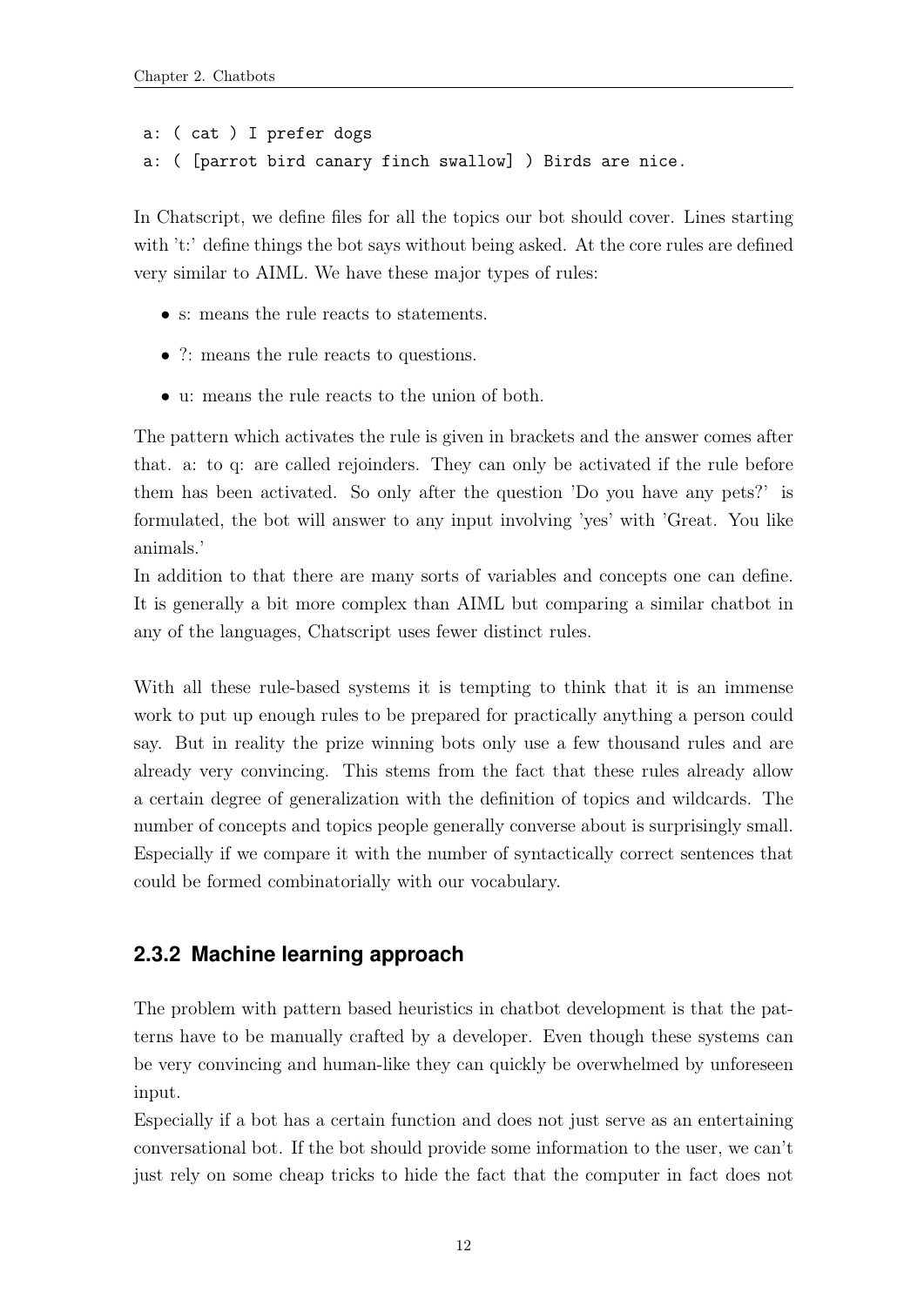```
a: ( cat ) I prefer dogs
a: ( [parrot bird canary finch swallow] ) Birds are nice.
```

In Chatscript, we define files for all the topics our bot should cover. Lines starting with 't:' define things the bot says without being asked. At the core rules are defined very similar to AIML. We have these major types of rules:

- s: means the rule reacts to statements.
- ?: means the rule reacts to questions.
- u: means the rule reacts to the union of both.

The pattern which activates the rule is given in brackets and the answer comes after that. a: to q: are called rejoinders. They can only be activated if the rule before them has been activated. So only after the question 'Do you have any pets?' is formulated, the bot will answer to any input involving 'yes' with 'Great. You like animals.'

In addition to that there are many sorts of variables and concepts one can define. It is generally a bit more complex than AIML but comparing a similar chatbot in any of the languages, Chatscript uses fewer distinct rules.

With all these rule-based systems it is tempting to think that it is an immense work to put up enough rules to be prepared for practically anything a person could say. But in reality the prize winning bots only use a few thousand rules and are already very convincing. This stems from the fact that these rules already allow a certain degree of generalization with the definition of topics and wildcards. The number of concepts and topics people generally converse about is surprisingly small. Especially if we compare it with the number of syntactically correct sentences that could be formed combinatorially with our vocabulary.

### 2.3.2 Machine learning approach

The problem with pattern based heuristics in chatbot development is that the patterns have to be manually crafted by a developer. Even though these systems can be very convincing and human-like they can quickly be overwhelmed by unforeseen input.

Especially if a bot has a certain function and does not just serve as an entertaining conversational bot. If the bot should provide some information to the user, we can't just rely on some cheap tricks to hide the fact that the computer in fact does not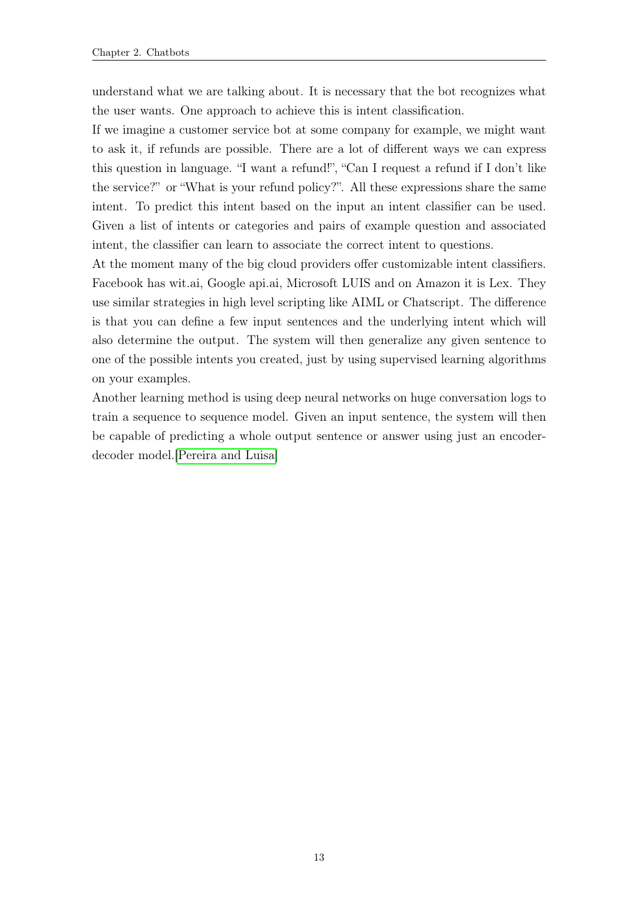understand what we are talking about. It is necessary that the bot recognizes what the user wants. One approach to achieve this is intent classification.

If we imagine a customer service bot at some company for example, we might want to ask it, if refunds are possible. There are a lot of different ways we can express this question in language. "I want a refund!", "Can I request a refund if I don't like the service?" or "What is your refund policy?". All these expressions share the same intent. To predict this intent based on the input an intent classifier can be used. Given a list of intents or categories and pairs of example question and associated intent, the classifier can learn to associate the correct intent to questions.

At the moment many of the big cloud providers offer customizable intent classifiers. Facebook has wit.ai, Google api.ai, Microsoft LUIS and on Amazon it is Lex. They use similar strategies in high level scripting like AIML or Chatscript. The difference is that you can define a few input sentences and the underlying intent which will also determine the output. The system will then generalize any given sentence to one of the possible intents you created, just by using supervised learning algorithms on your examples.

Another learning method is using deep neural networks on huge conversation logs to train a sequence to sequence model. Given an input sentence, the system will then be capable of predicting a whole output sentence or answer using just an encoder-decoder model.[Pereira and Luisa]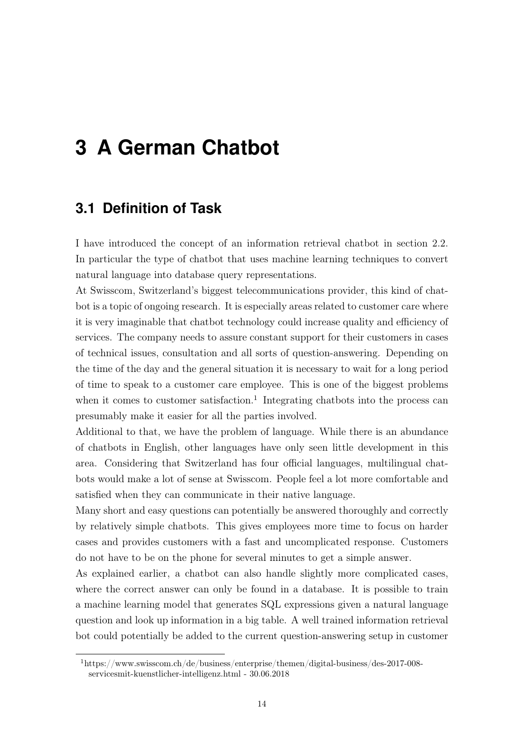# 3 A German Chatbot

## 3.1 Definition of Task

I have introduced the concept of an information retrieval chatbot in section 2.2. In particular the type of chatbot that uses machine learning techniques to convert natural language into database query representations.

At Swisscom, Switzerland's biggest telecommunications provider, this kind of chatbot is a topic of ongoing research. It is especially areas related to customer care where it is very imaginable that chatbot technology could increase quality and efficiency of services. The company needs to assure constant support for their customers in cases of technical issues, consultation and all sorts of question-answering. Depending on the time of the day and the general situation it is necessary to wait for a long period of time to speak to a customer care employee. This is one of the biggest problems when it comes to customer satisfaction.[1] Integrating chatbots into the process can presumably make it easier for all the parties involved.

Additional to that, we have the problem of language. While there is an abundance of chatbots in English, other languages have only seen little development in this area. Considering that Switzerland has four official languages, multilingual chatbots would make a lot of sense at Swisscom. People feel a lot more comfortable and satisfied when they can communicate in their native language.

Many short and easy questions can potentially be answered thoroughly and correctly by relatively simple chatbots. This gives employees more time to focus on harder cases and provides customers with a fast and uncomplicated response. Customers do not have to be on the phone for several minutes to get a simple answer.

As explained earlier, a chatbot can also handle slightly more complicated cases, where the correct answer can only be found in a database. It is possible to train a machine learning model that generates SQL expressions given a natural language question and look up information in a big table. A well trained information retrieval bot could potentially be added to the current question-answering setup in customer

[1] https://www.swisscom.ch/de/business/enterprise/themen/digital-business/des-2017-008-servicesmit-kuenstlicher-intelligenz.html - 30.06.2018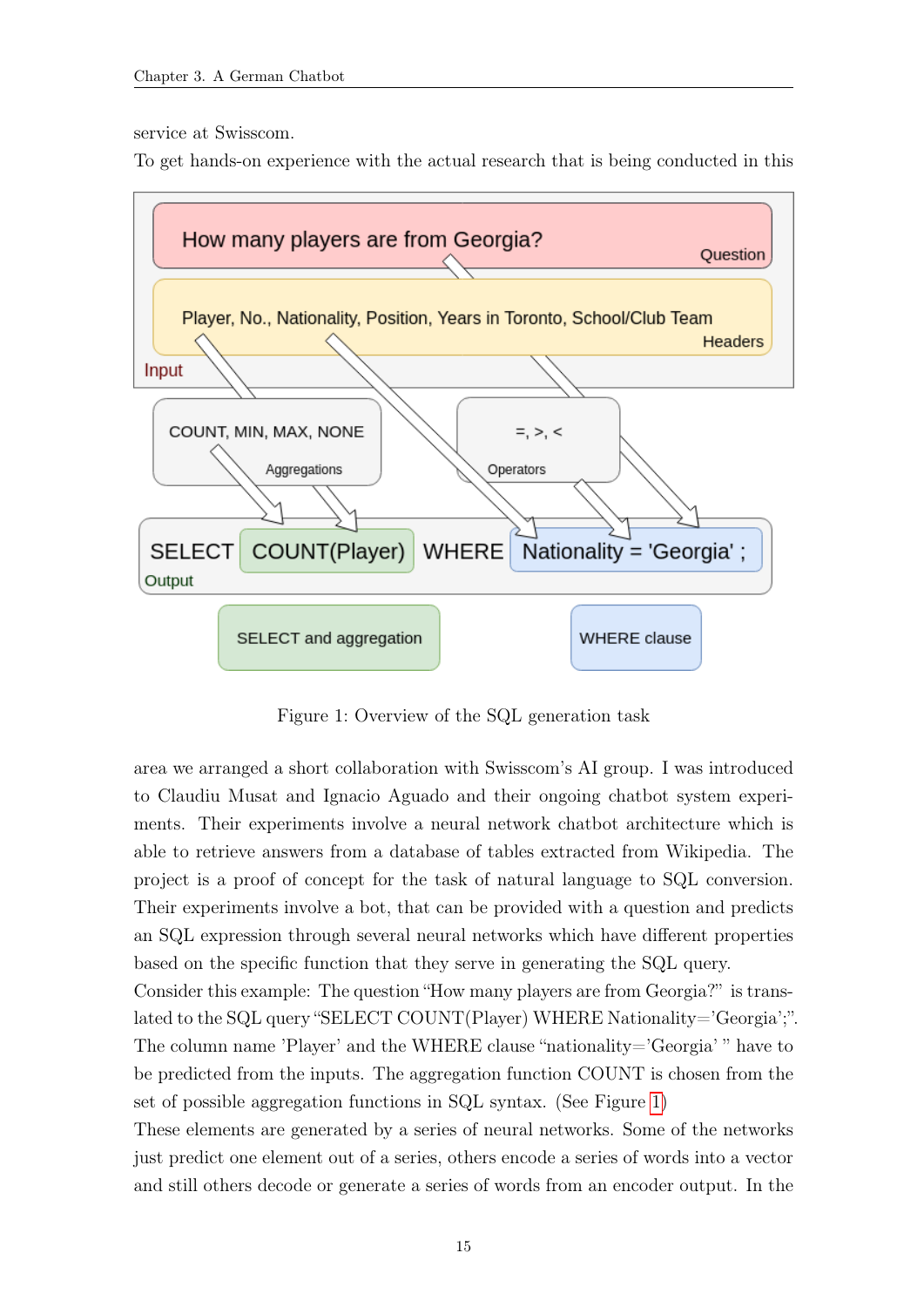service at Swisscom.

To get hands-on experience with the actual research that is being conducted in this

Figure 1: Overview of the SQL generation task

area we arranged a short collaboration with Swisscom's AI group. I was introduced to Claudiu Musat and Ignacio Aguado and their ongoing chatbot system experiments. Their experiments involve a neural network chatbot architecture which is able to retrieve answers from a database of tables extracted from Wikipedia. The project is a proof of concept for the task of natural language to SQL conversion. Their experiments involve a bot, that can be provided with a question and predicts an SQL expression through several neural networks which have different properties based on the specific function that they serve in generating the SQL query.

Consider this example: The question "How many players are from Georgia?" is translated to the SQL query "SELECT COUNT(Player) WHERE Nationality='Georgia';". The column name 'Player' and the WHERE clause "nationality='Georgia' " have to be predicted from the inputs. The aggregation function COUNT is chosen from the set of possible aggregation functions in SQL syntax. (See Figure 1)

These elements are generated by a series of neural networks. Some of the networks just predict one element out of a series, others encode a series of words into a vector and still others decode or generate a series of words from an encoder output. In the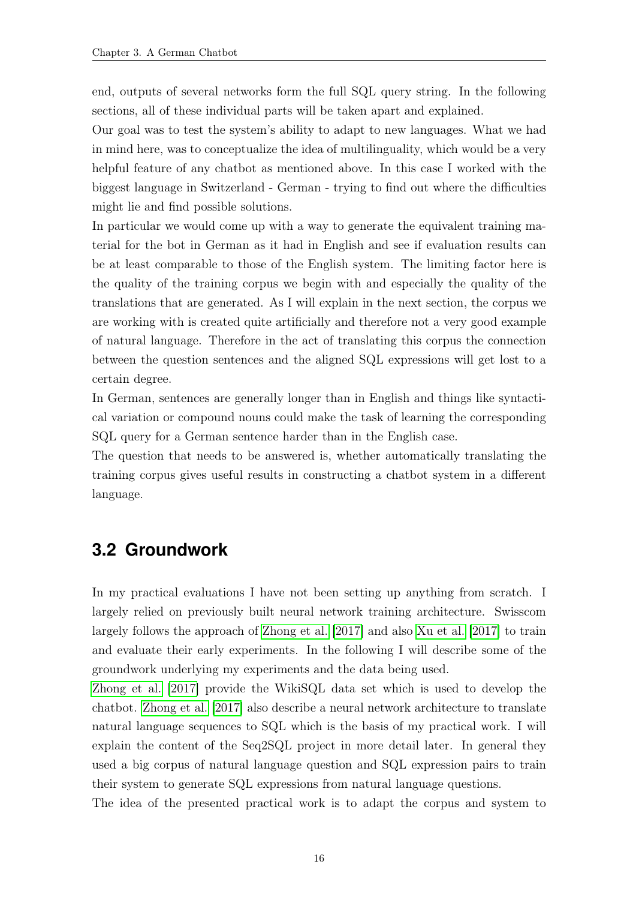end, outputs of several networks form the full SQL query string. In the following sections, all of these individual parts will be taken apart and explained.

Our goal was to test the system's ability to adapt to new languages. What we had in mind here, was to conceptualize the idea of multilinguality, which would be a very helpful feature of any chatbot as mentioned above. In this case I worked with the biggest language in Switzerland - German - trying to find out where the difficulties might lie and find possible solutions.

In particular we would come up with a way to generate the equivalent training material for the bot in German as it had in English and see if evaluation results can be at least comparable to those of the English system. The limiting factor here is the quality of the training corpus we begin with and especially the quality of the translations that are generated. As I will explain in the next section, the corpus we are working with is created quite artificially and therefore not a very good example of natural language. Therefore in the act of translating this corpus the connection between the question sentences and the aligned SQL expressions will get lost to a certain degree.

In German, sentences are generally longer than in English and things like syntactical variation or compound nouns could make the task of learning the corresponding SQL query for a German sentence harder than in the English case.

The question that needs to be answered is, whether automatically translating the training corpus gives useful results in constructing a chatbot system in a different language.

## 3.2 Groundwork

In my practical evaluations I have not been setting up anything from scratch. I largely relied on previously built neural network training architecture. Swisscom largely follows the approach of Zhong et al. [2017] and also Xu et al. [2017] to train and evaluate their early experiments. In the following I will describe some of the groundwork underlying my experiments and the data being used.

Zhong et al. [2017] provide the WikiSQL data set which is used to develop the chatbot. Zhong et al. [2017] also describe a neural network architecture to translate natural language sequences to SQL which is the basis of my practical work. I will explain the content of the Seq2SQL project in more detail later. In general they used a big corpus of natural language question and SQL expression pairs to train their system to generate SQL expressions from natural language questions.

The idea of the presented practical work is to adapt the corpus and system to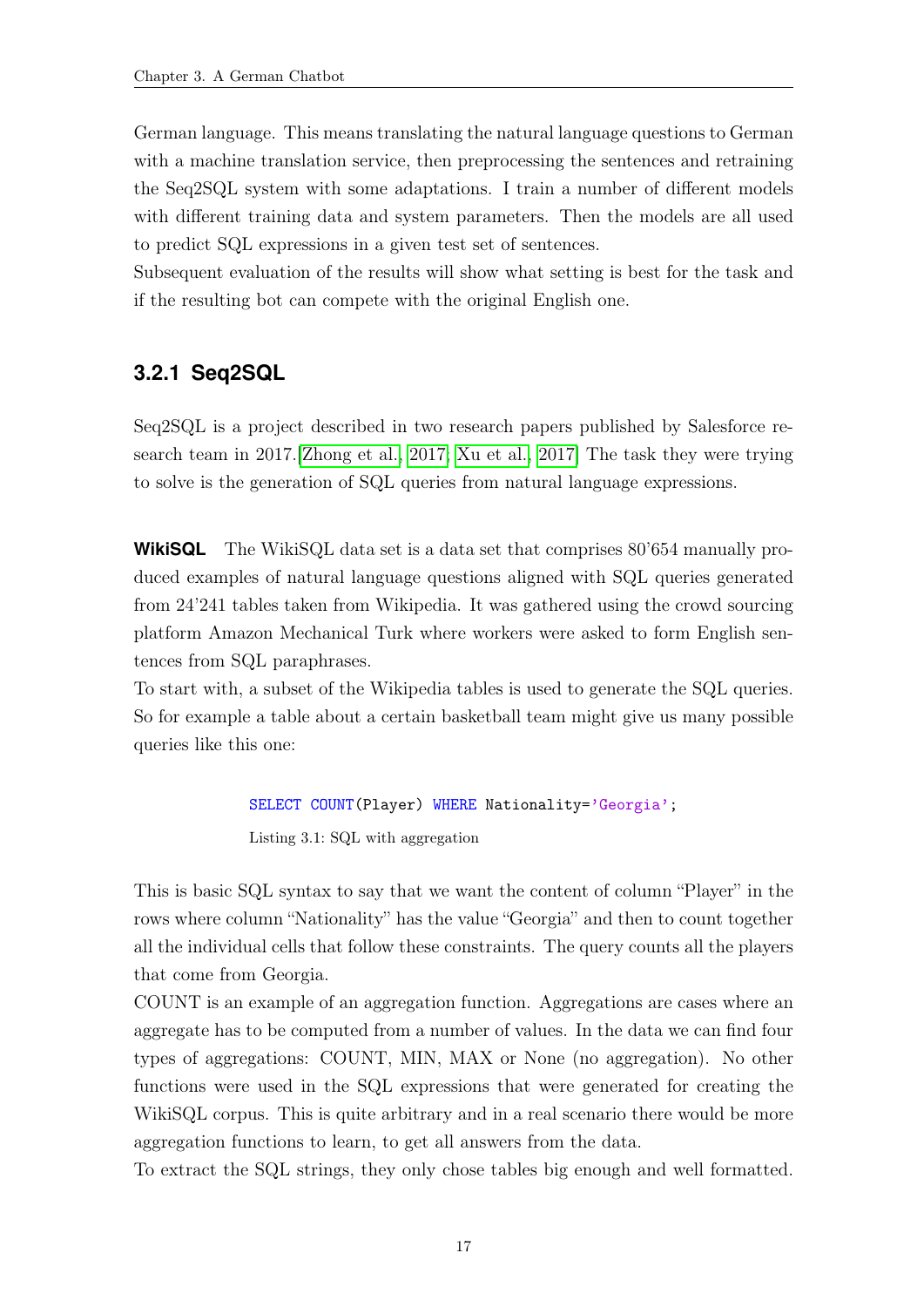German language. This means translating the natural language questions to German with a machine translation service, then preprocessing the sentences and retraining the Seq2SQL system with some adaptations. I train a number of different models with different training data and system parameters. Then the models are all used to predict SQL expressions in a given test set of sentences.
Subsequent evaluation of the results will show what setting is best for the task and if the resulting bot can compete with the original English one.

### 3.2.1 Seq2SQL

Seq2SQL is a project described in two research papers published by Salesforce research team in 2017.[Zhong et al., 2017; Xu et al., 2017] The task they were trying to solve is the generation of SQL queries from natural language expressions.

**WikiSQL** The WikiSQL data set is a data set that comprises 80'654 manually produced examples of natural language questions aligned with SQL queries generated from 24'241 tables taken from Wikipedia. It was gathered using the crowd sourcing platform Amazon Mechanical Turk where workers were asked to form English sentences from SQL paraphrases.
To start with, a subset of the Wikipedia tables is used to generate the SQL queries. So for example a table about a certain basketball team might give us many possible queries like this one:

```sql
SELECT COUNT(Player) WHERE Nationality='Georgia';
```

Listing 3.1: SQL with aggregation

This is basic SQL syntax to say that we want the content of column "Player" in the rows where column "Nationality" has the value "Georgia" and then to count together all the individual cells that follow these constraints. The query counts all the players that come from Georgia.
COUNT is an example of an aggregation function. Aggregations are cases where an aggregate has to be computed from a number of values. In the data we can find four types of aggregations: COUNT, MIN, MAX or None (no aggregation). No other functions were used in the SQL expressions that were generated for creating the WikiSQL corpus. This is quite arbitrary and in a real scenario there would be more aggregation functions to learn, to get all answers from the data.
To extract the SQL strings, they only chose tables big enough and well formatted.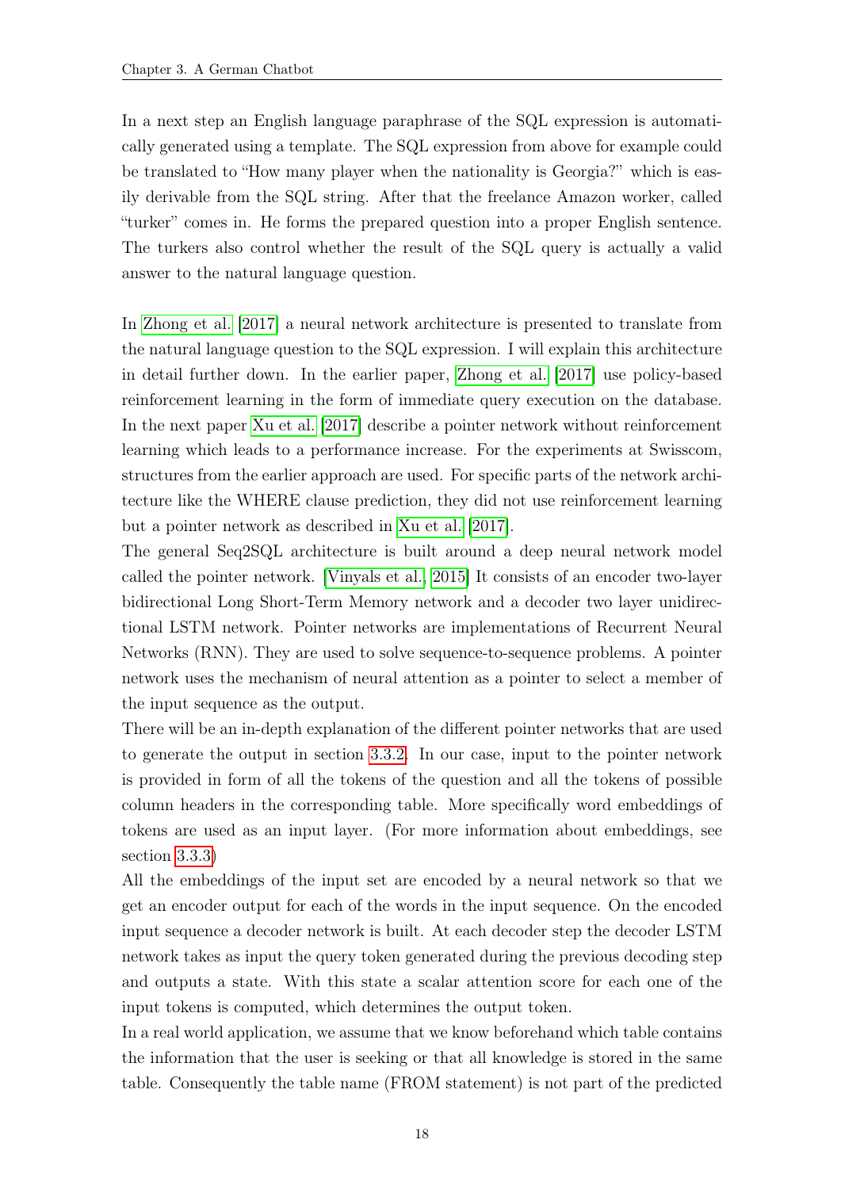In a next step an English language paraphrase of the SQL expression is automatically generated using a template. The SQL expression from above for example could be translated to "How many player when the nationality is Georgia?" which is easily derivable from the SQL string. After that the freelance Amazon worker, called "turker" comes in. He forms the prepared question into a proper English sentence. The turkers also control whether the result of the SQL query is actually a valid answer to the natural language question.

In Zhong et al. [2017] a neural network architecture is presented to translate from the natural language question to the SQL expression. I will explain this architecture in detail further down. In the earlier paper, Zhong et al. [2017] use policy-based reinforcement learning in the form of immediate query execution on the database. In the next paper Xu et al. [2017] describe a pointer network without reinforcement learning which leads to a performance increase. For the experiments at Swisscom, structures from the earlier approach are used. For specific parts of the network architecture like the WHERE clause prediction, they did not use reinforcement learning but a pointer network as described in Xu et al. [2017].

The general Seq2SQL architecture is built around a deep neural network model called the pointer network. [Vinyals et al., 2015] It consists of an encoder two-layer bidirectional Long Short-Term Memory network and a decoder two layer unidirectional LSTM network. Pointer networks are implementations of Recurrent Neural Networks (RNN). They are used to solve sequence-to-sequence problems. A pointer network uses the mechanism of neural attention as a pointer to select a member of the input sequence as the output.

There will be an in-depth explanation of the different pointer networks that are used to generate the output in section 3.3.2. In our case, input to the pointer network is provided in form of all the tokens of the question and all the tokens of possible column headers in the corresponding table. More specifically word embeddings of tokens are used as an input layer. (For more information about embeddings, see section 3.3.3)

All the embeddings of the input set are encoded by a neural network so that we get an encoder output for each of the words in the input sequence. On the encoded input sequence a decoder network is built. At each decoder step the decoder LSTM network takes as input the query token generated during the previous decoding step and outputs a state. With this state a scalar attention score for each one of the input tokens is computed, which determines the output token.

In a real world application, we assume that we know beforehand which table contains the information that the user is seeking or that all knowledge is stored in the same table. Consequently the table name (FROM statement) is not part of the predicted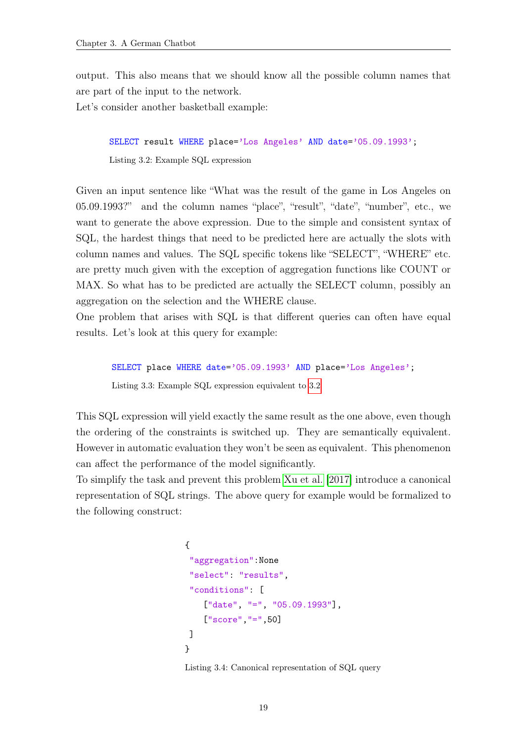output. This also means that we should know all the possible column names that are part of the input to the network.
Let's consider another basketball example:

```
SELECT result WHERE place='Los Angeles' AND date='05.09.1993';
```

Listing 3.2: Example SQL expression

Given an input sentence like "What was the result of the game in Los Angeles on 05.09.1993?" and the column names "place", "result", "date", "number", etc., we want to generate the above expression. Due to the simple and consistent syntax of SQL, the hardest things that need to be predicted here are actually the slots with column names and values. The SQL specific tokens like "SELECT", "WHERE" etc. are pretty much given with the exception of aggregation functions like COUNT or MAX. So what has to be predicted are actually the SELECT column, possibly an aggregation on the selection and the WHERE clause.
One problem that arises with SQL is that different queries can often have equal results. Let's look at this query for example:

```
SELECT place WHERE date='05.09.1993' AND place='Los Angeles';
```

Listing 3.3: Example SQL expression equivalent to 3.2

This SQL expression will yield exactly the same result as the one above, even though the ordering of the constraints is switched up. They are semantically equivalent. However in automatic evaluation they won't be seen as equivalent. This phenomenon can affect the performance of the model significantly.
To simplify the task and prevent this problem Xu et al. [2017] introduce a canonical representation of SQL strings. The above query for example would be formalized to the following construct:

```
{
 "aggregation":None
 "select": "results",
 "conditions": [
    ["date", "=", "05.09.1993"],
    ["score","=",50]
 ]
}
```

Listing 3.4: Canonical representation of SQL query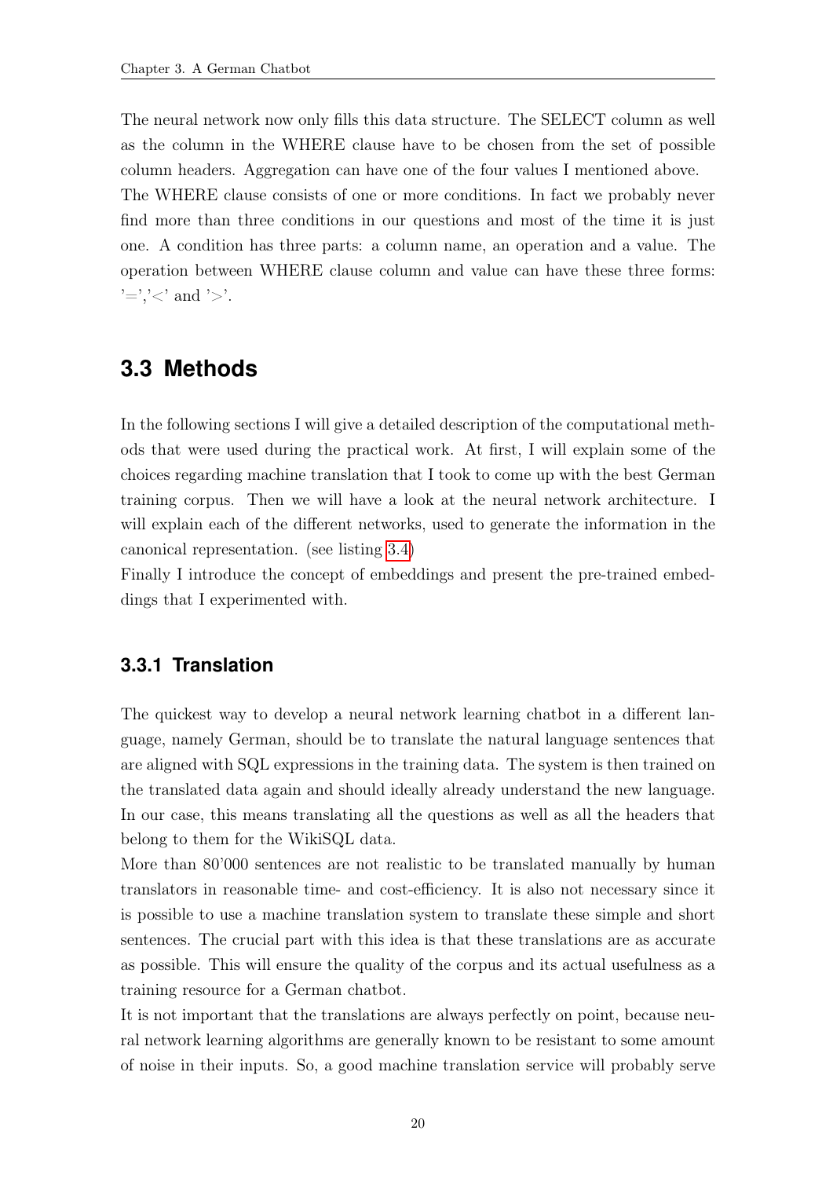The neural network now only fills this data structure. The SELECT column as well as the column in the WHERE clause have to be chosen from the set of possible column headers. Aggregation can have one of the four values I mentioned above.
The WHERE clause consists of one or more conditions. In fact we probably never find more than three conditions in our questions and most of the time it is just one. A condition has three parts: a column name, an operation and a value. The operation between WHERE clause column and value can have these three forms: '=','<' and '>'.

## 3.3 Methods

In the following sections I will give a detailed description of the computational methods that were used during the practical work. At first, I will explain some of the choices regarding machine translation that I took to come up with the best German training corpus. Then we will have a look at the neural network architecture. I will explain each of the different networks, used to generate the information in the canonical representation. (see listing 3.4)
Finally I introduce the concept of embeddings and present the pre-trained embeddings that I experimented with.

### 3.3.1 Translation

The quickest way to develop a neural network learning chatbot in a different language, namely German, should be to translate the natural language sentences that are aligned with SQL expressions in the training data. The system is then trained on the translated data again and should ideally already understand the new language. In our case, this means translating all the questions as well as all the headers that belong to them for the WikiSQL data.
More than 80'000 sentences are not realistic to be translated manually by human translators in reasonable time- and cost-efficiency. It is also not necessary since it is possible to use a machine translation system to translate these simple and short sentences. The crucial part with this idea is that these translations are as accurate as possible. This will ensure the quality of the corpus and its actual usefulness as a training resource for a German chatbot.
It is not important that the translations are always perfectly on point, because neural network learning algorithms are generally known to be resistant to some amount of noise in their inputs. So, a good machine translation service will probably serve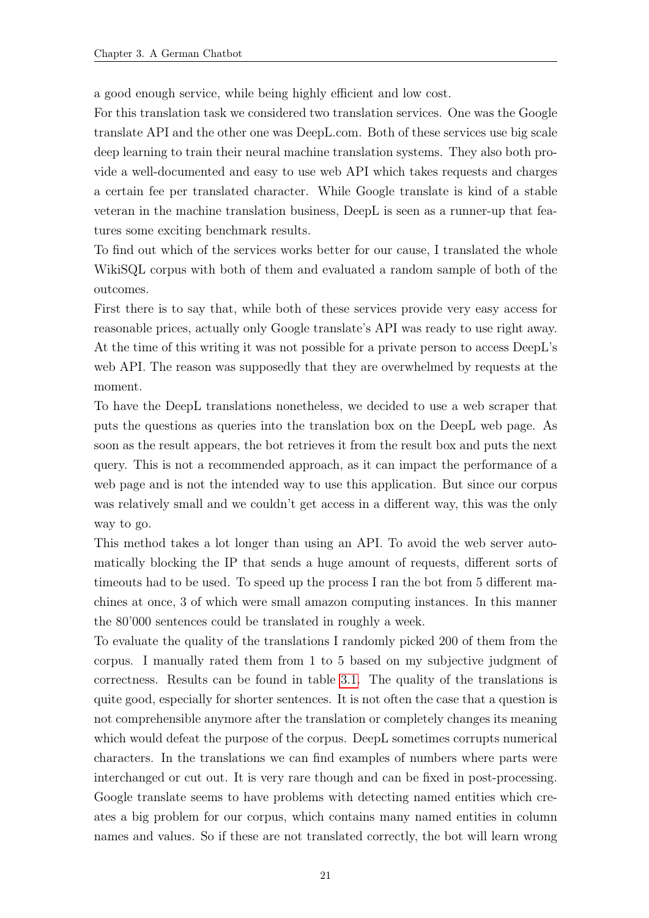a good enough service, while being highly efficient and low cost.

For this translation task we considered two translation services. One was the Google translate API and the other one was DeepL.com. Both of these services use big scale deep learning to train their neural machine translation systems. They also both provide a well-documented and easy to use web API which takes requests and charges a certain fee per translated character. While Google translate is kind of a stable veteran in the machine translation business, DeepL is seen as a runner-up that features some exciting benchmark results.

To find out which of the services works better for our cause, I translated the whole WikiSQL corpus with both of them and evaluated a random sample of both of the outcomes.

First there is to say that, while both of these services provide very easy access for reasonable prices, actually only Google translate's API was ready to use right away. At the time of this writing it was not possible for a private person to access DeepL's web API. The reason was supposedly that they are overwhelmed by requests at the moment.

To have the DeepL translations nonetheless, we decided to use a web scraper that puts the questions as queries into the translation box on the DeepL web page. As soon as the result appears, the bot retrieves it from the result box and puts the next query. This is not a recommended approach, as it can impact the performance of a web page and is not the intended way to use this application. But since our corpus was relatively small and we couldn't get access in a different way, this was the only way to go.

This method takes a lot longer than using an API. To avoid the web server automatically blocking the IP that sends a huge amount of requests, different sorts of timeouts had to be used. To speed up the process I ran the bot from 5 different machines at once, 3 of which were small amazon computing instances. In this manner the 80'000 sentences could be translated in roughly a week.

To evaluate the quality of the translations I randomly picked 200 of them from the corpus. I manually rated them from 1 to 5 based on my subjective judgment of correctness. Results can be found in table 3.1. The quality of the translations is quite good, especially for shorter sentences. It is not often the case that a question is not comprehensible anymore after the translation or completely changes its meaning which would defeat the purpose of the corpus. DeepL sometimes corrupts numerical characters. In the translations we can find examples of numbers where parts were interchanged or cut out. It is very rare though and can be fixed in post-processing. Google translate seems to have problems with detecting named entities which creates a big problem for our corpus, which contains many named entities in column names and values. So if these are not translated correctly, the bot will learn wrong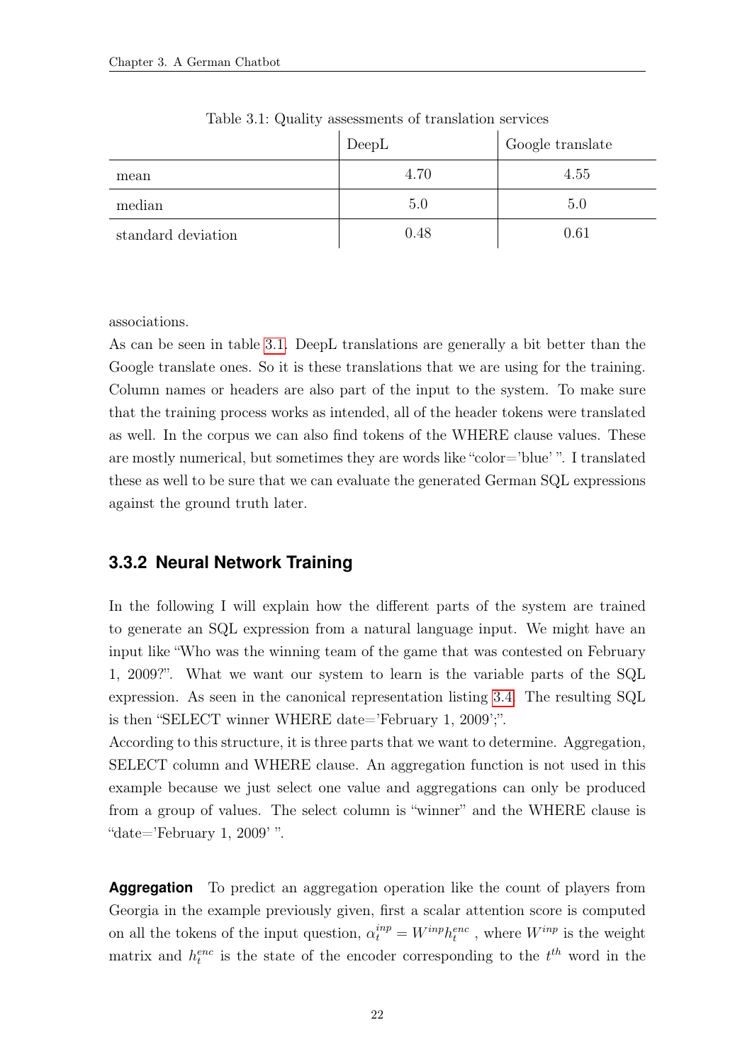Table 3.1: Quality assessments of translation services

| | DeepL | Google translate |
|---|---|---|
| mean | 4.70 | 4.55 |
| median | 5.0 | 5.0 |
| standard deviation | 0.48 | 0.61 |

associations.
As can be seen in table 3.1. DeepL translations are generally a bit better than the Google translate ones. So it is these translations that we are using for the training. Column names or headers are also part of the input to the system. To make sure that the training process works as intended, all of the header tokens were translated as well. In the corpus we can also find tokens of the WHERE clause values. These are mostly numerical, but sometimes they are words like "color='blue' ". I translated these as well to be sure that we can evaluate the generated German SQL expressions against the ground truth later.

### 3.3.2 Neural Network Training

In the following I will explain how the different parts of the system are trained to generate an SQL expression from a natural language input. We might have an input like "Who was the winning team of the game that was contested on February 1, 2009?". What we want our system to learn is the variable parts of the SQL expression. As seen in the canonical representation listing 3.4. The resulting SQL is then "SELECT winner WHERE date='February 1, 2009';".
According to this structure, it is three parts that we want to determine. Aggregation, SELECT column and WHERE clause. An aggregation function is not used in this example because we just select one value and aggregations can only be produced from a group of values. The select column is "winner" and the WHERE clause is "date='February 1, 2009' ".

**Aggregation** To predict an aggregation operation like the count of players from Georgia in the example previously given, first a scalar attention score is computed on all the tokens of the input question, $\alpha_t^{inp} = W^{inp} h_t^{enc}$ , where $W^{inp}$ is the weight matrix and $h_t^{enc}$ is the state of the encoder corresponding to the $t^{th}$ word in the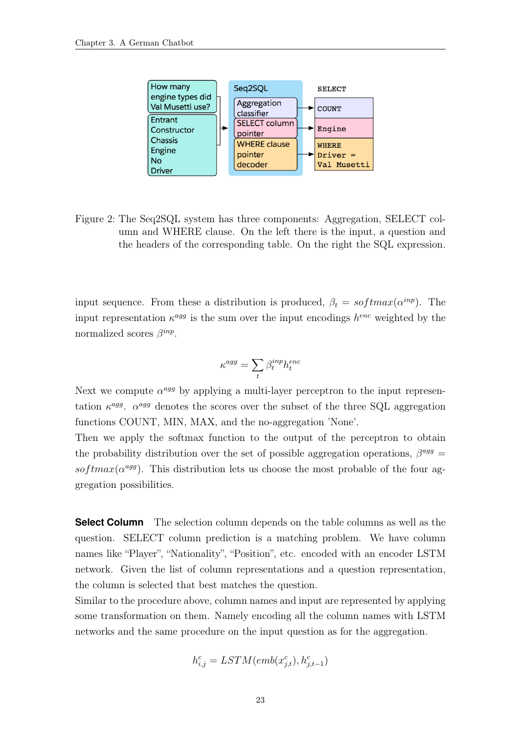Figure 2: The Seq2SQL system has three components: Aggregation, SELECT column and WHERE clause. On the left there is the input, a question and the headers of the corresponding table. On the right the SQL expression.

input sequence. From these a distribution is produced, $\beta_t = softmax(\alpha^{inp})$. The input representation $\kappa^{agg}$ is the sum over the input encodings $h^{enc}$ weighted by the normalized scores $\beta^{inp}$.

$$\kappa^{agg} = \sum_t \beta_t^{inp} h_t^{enc}$$

Next we compute $\alpha^{agg}$ by applying a multi-layer perceptron to the input representation $\kappa^{agg}$. $\alpha^{agg}$ denotes the scores over the subset of the three SQL aggregation functions COUNT, MIN, MAX, and the no-aggregation 'None'.
Then we apply the softmax function to the output of the perceptron to obtain the probability distribution over the set of possible aggregation operations, $\beta^{agg} = softmax(\alpha^{agg})$. This distribution lets us choose the most probable of the four aggregation possibilities.

**Select Column** The selection column depends on the table columns as well as the question. SELECT column prediction is a matching problem. We have column names like "Player", "Nationality", "Position", etc. encoded with an encoder LSTM network. Given the list of column representations and a question representation, the column is selected that best matches the question.
Similar to the procedure above, column names and input are represented by applying some transformation on them. Namely encoding all the column names with LSTM networks and the same procedure on the input question as for the aggregation.

$$h_{i,j}^c = LSTM(emb(x_{j,t}^c), h_{j,t-1}^c)$$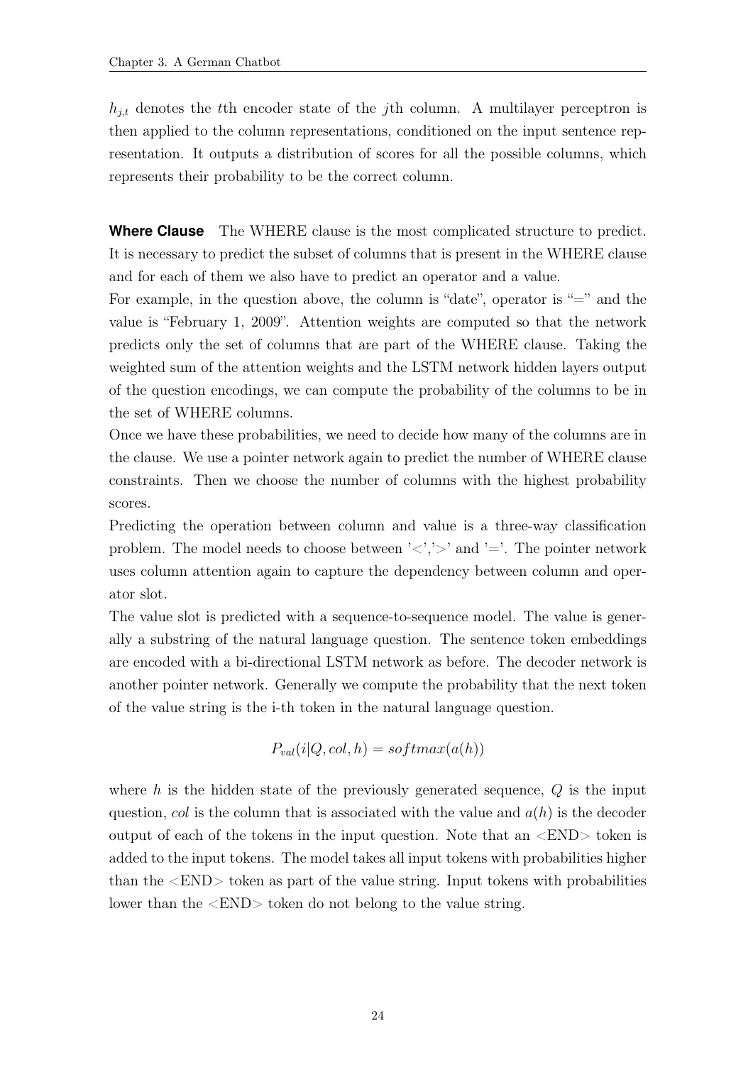$h_{j,t}$ denotes the $t$th encoder state of the $j$th column. A multilayer perceptron is then applied to the column representations, conditioned on the input sentence representation. It outputs a distribution of scores for all the possible columns, which represents their probability to be the correct column.

**Where Clause** The WHERE clause is the most complicated structure to predict. It is necessary to predict the subset of columns that is present in the WHERE clause and for each of them we also have to predict an operator and a value.
For example, in the question above, the column is "date", operator is "=" and the value is "February 1, 2009". Attention weights are computed so that the network predicts only the set of columns that are part of the WHERE clause. Taking the weighted sum of the attention weights and the LSTM network hidden layers output of the question encodings, we can compute the probability of the columns to be in the set of WHERE columns.
Once we have these probabilities, we need to decide how many of the columns are in the clause. We use a pointer network again to predict the number of WHERE clause constraints. Then we choose the number of columns with the highest probability scores.
Predicting the operation between column and value is a three-way classification problem. The model needs to choose between '<','>' and '='. The pointer network uses column attention again to capture the dependency between column and operator slot.
The value slot is predicted with a sequence-to-sequence model. The value is generally a substring of the natural language question. The sentence token embeddings are encoded with a bi-directional LSTM network as before. The decoder network is another pointer network. Generally we compute the probability that the next token of the value string is the i-th token in the natural language question.

$$P_{val}(i|Q, col, h) = softmax(a(h))$$

where $h$ is the hidden state of the previously generated sequence, $Q$ is the input question, $col$ is the column that is associated with the value and $a(h)$ is the decoder output of each of the tokens in the input question. Note that an <END> token is added to the input tokens. The model takes all input tokens with probabilities higher than the <END> token as part of the value string. Input tokens with probabilities lower than the <END> token do not belong to the value string.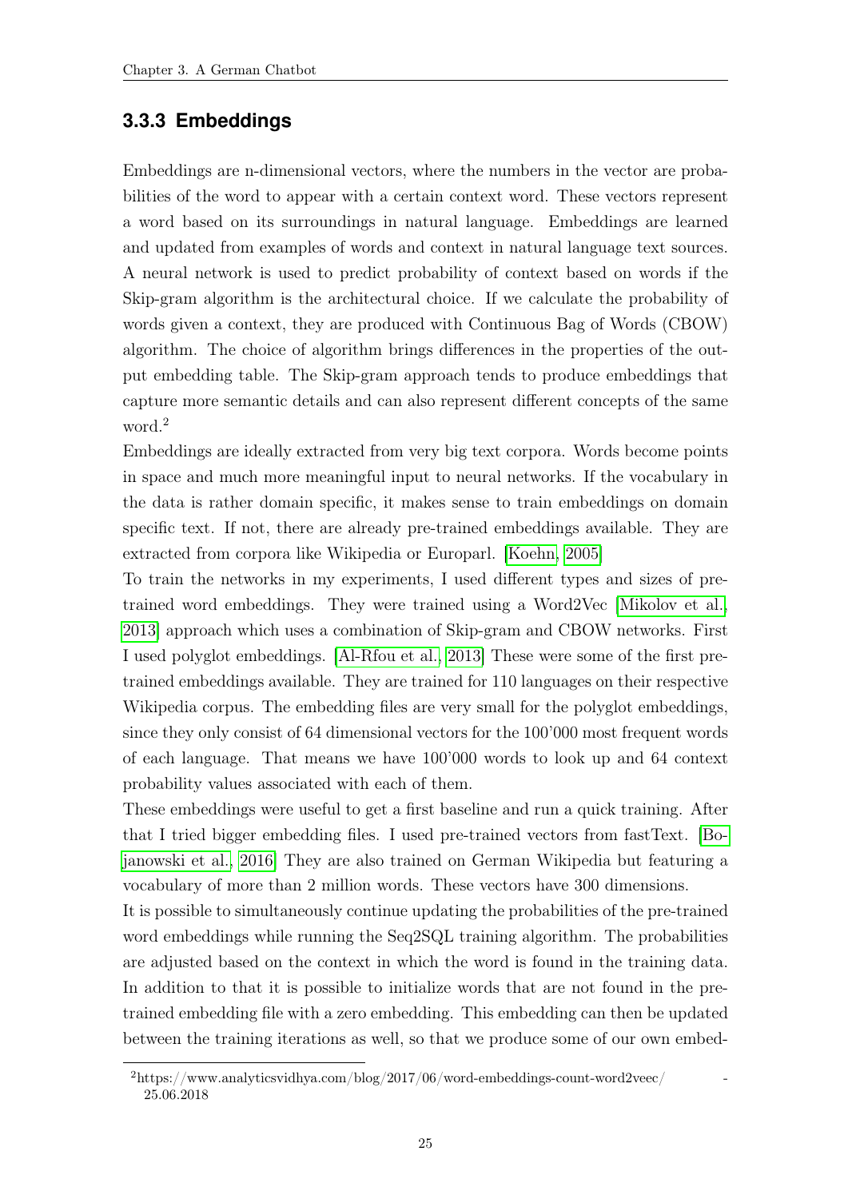### 3.3.3 Embeddings

Embeddings are n-dimensional vectors, where the numbers in the vector are probabilities of the word to appear with a certain context word. These vectors represent a word based on its surroundings in natural language. Embeddings are learned and updated from examples of words and context in natural language text sources. A neural network is used to predict probability of context based on words if the Skip-gram algorithm is the architectural choice. If we calculate the probability of words given a context, they are produced with Continuous Bag of Words (CBOW) algorithm. The choice of algorithm brings differences in the properties of the output embedding table. The Skip-gram approach tends to produce embeddings that capture more semantic details and can also represent different concepts of the same word.[2]

Embeddings are ideally extracted from very big text corpora. Words become points in space and much more meaningful input to neural networks. If the vocabulary in the data is rather domain specific, it makes sense to train embeddings on domain specific text. If not, there are already pre-trained embeddings available. They are extracted from corpora like Wikipedia or Europarl. [Koehn, 2005]

To train the networks in my experiments, I used different types and sizes of pre-trained word embeddings. They were trained using a Word2Vec [Mikolov et al., 2013] approach which uses a combination of Skip-gram and CBOW networks. First I used polyglot embeddings. [Al-Rfou et al., 2013] These were some of the first pre-trained embeddings available. They are trained for 110 languages on their respective Wikipedia corpus. The embedding files are very small for the polyglot embeddings, since they only consist of 64 dimensional vectors for the 100'000 most frequent words of each language. That means we have 100'000 words to look up and 64 context probability values associated with each of them.

These embeddings were useful to get a first baseline and run a quick training. After that I tried bigger embedding files. I used pre-trained vectors from fastText. [Bojanowski et al., 2016] They are also trained on German Wikipedia but featuring a vocabulary of more than 2 million words. These vectors have 300 dimensions.

It is possible to simultaneously continue updating the probabilities of the pre-trained word embeddings while running the Seq2SQL training algorithm. The probabilities are adjusted based on the context in which the word is found in the training data. In addition to that it is possible to initialize words that are not found in the pre-trained embedding file with a zero embedding. This embedding can then be updated between the training iterations as well, so that we produce some of our own embed-

---

[2] https://www.analyticsvidhya.com/blog/2017/06/word-embeddings-count-word2veec/ - 25.06.2018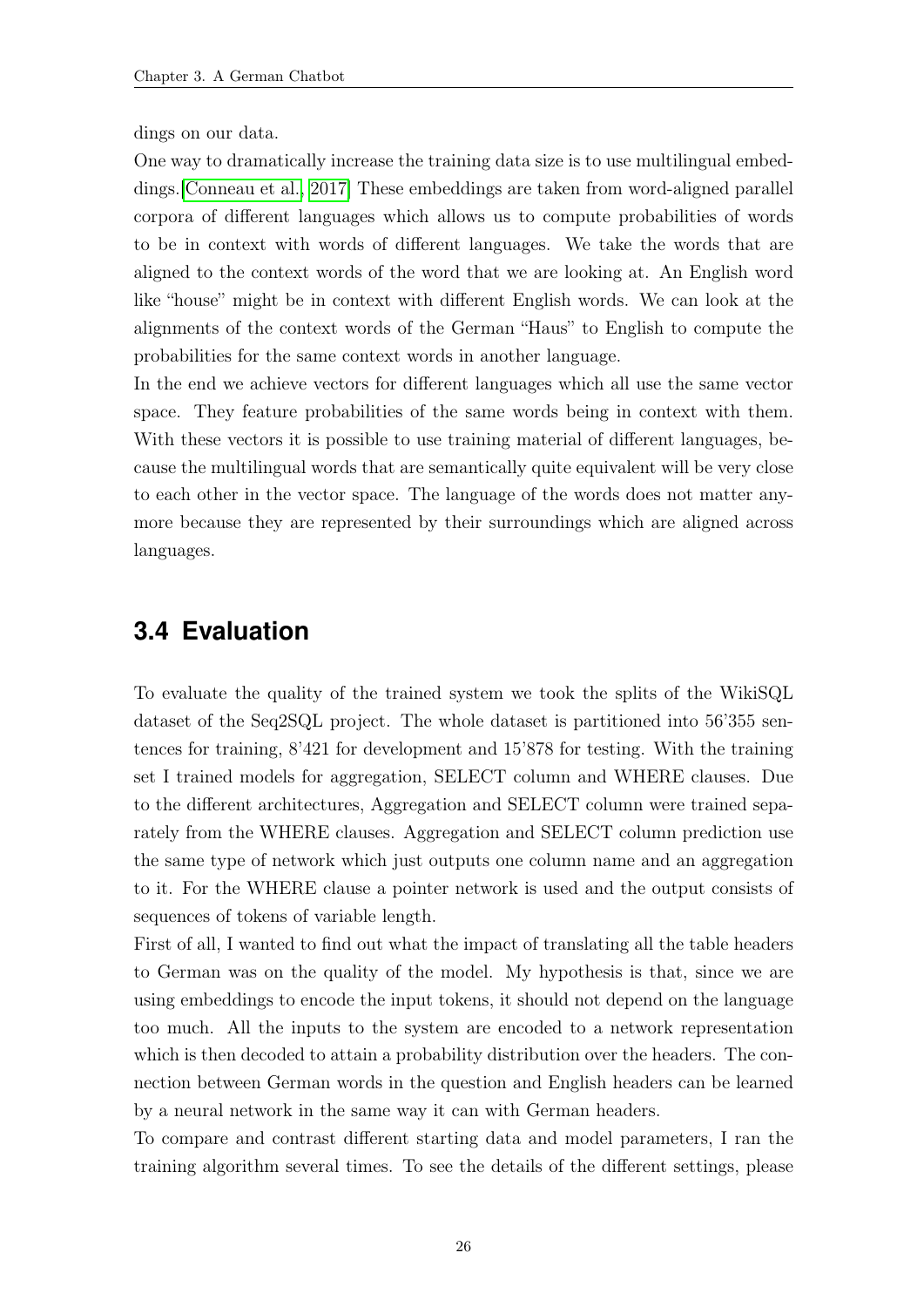dings on our data.

One way to dramatically increase the training data size is to use multilingual embeddings.[Conneau et al., 2017] These embeddings are taken from word-aligned parallel corpora of different languages which allows us to compute probabilities of words to be in context with words of different languages. We take the words that are aligned to the context words of the word that we are looking at. An English word like "house" might be in context with different English words. We can look at the alignments of the context words of the German "Haus" to English to compute the probabilities for the same context words in another language.

In the end we achieve vectors for different languages which all use the same vector space. They feature probabilities of the same words being in context with them. With these vectors it is possible to use training material of different languages, because the multilingual words that are semantically quite equivalent will be very close to each other in the vector space. The language of the words does not matter anymore because they are represented by their surroundings which are aligned across languages.

## 3.4 Evaluation

To evaluate the quality of the trained system we took the splits of the WikiSQL dataset of the Seq2SQL project. The whole dataset is partitioned into 56'355 sentences for training, 8'421 for development and 15'878 for testing. With the training set I trained models for aggregation, SELECT column and WHERE clauses. Due to the different architectures, Aggregation and SELECT column were trained separately from the WHERE clauses. Aggregation and SELECT column prediction use the same type of network which just outputs one column name and an aggregation to it. For the WHERE clause a pointer network is used and the output consists of sequences of tokens of variable length.

First of all, I wanted to find out what the impact of translating all the table headers to German was on the quality of the model. My hypothesis is that, since we are using embeddings to encode the input tokens, it should not depend on the language too much. All the inputs to the system are encoded to a network representation which is then decoded to attain a probability distribution over the headers. The connection between German words in the question and English headers can be learned by a neural network in the same way it can with German headers.

To compare and contrast different starting data and model parameters, I ran the training algorithm several times. To see the details of the different settings, please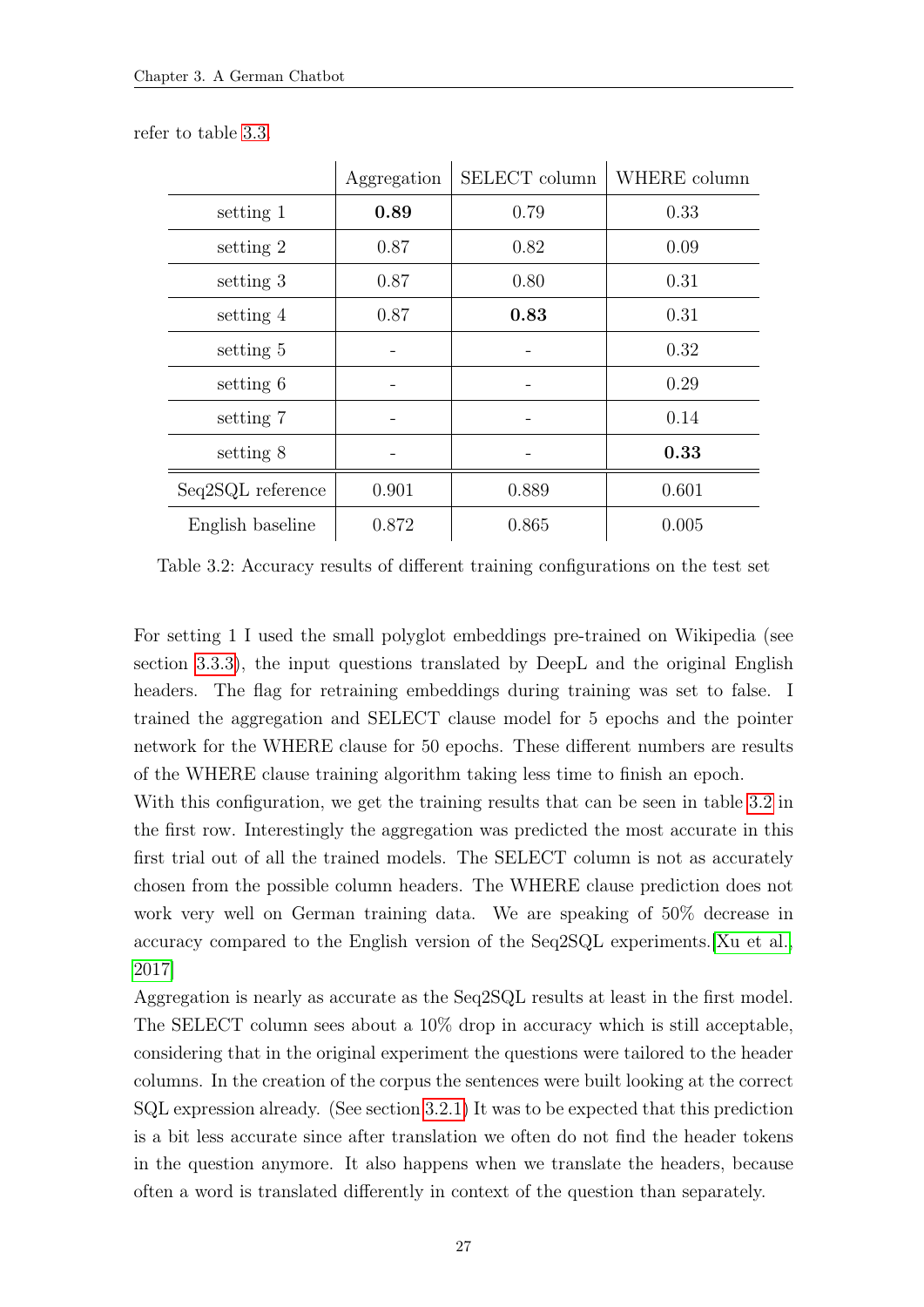refer to table 3.3.

| | Aggregation | SELECT column | WHERE column |
|---|---|---|---|
| setting 1 | **0.89** | 0.79 | 0.33 |
| setting 2 | 0.87 | 0.82 | 0.09 |
| setting 3 | 0.87 | 0.80 | 0.31 |
| setting 4 | 0.87 | **0.83** | 0.31 |
| setting 5 | - | - | 0.32 |
| setting 6 | - | - | 0.29 |
| setting 7 | - | - | 0.14 |
| setting 8 | - | - | **0.33** |
| Seq2SQL reference | 0.901 | 0.889 | 0.601 |
| English baseline | 0.872 | 0.865 | 0.005 |

Table 3.2: Accuracy results of different training configurations on the test set

For setting 1 I used the small polyglot embeddings pre-trained on Wikipedia (see section 3.3.3), the input questions translated by DeepL and the original English headers. The flag for retraining embeddings during training was set to false. I trained the aggregation and SELECT clause model for 5 epochs and the pointer network for the WHERE clause for 50 epochs. These different numbers are results of the WHERE clause training algorithm taking less time to finish an epoch.
With this configuration, we get the training results that can be seen in table 3.2 in the first row. Interestingly the aggregation was predicted the most accurate in this first trial out of all the trained models. The SELECT column is not as accurately chosen from the possible column headers. The WHERE clause prediction does not work very well on German training data. We are speaking of 50% decrease in accuracy compared to the English version of the Seq2SQL experiments.[Xu et al., 2017]
Aggregation is nearly as accurate as the Seq2SQL results at least in the first model. The SELECT column sees about a 10% drop in accuracy which is still acceptable, considering that in the original experiment the questions were tailored to the header columns. In the creation of the corpus the sentences were built looking at the correct SQL expression already. (See section 3.2.1) It was to be expected that this prediction is a bit less accurate since after translation we often do not find the header tokens in the question anymore. It also happens when we translate the headers, because often a word is translated differently in context of the question than separately.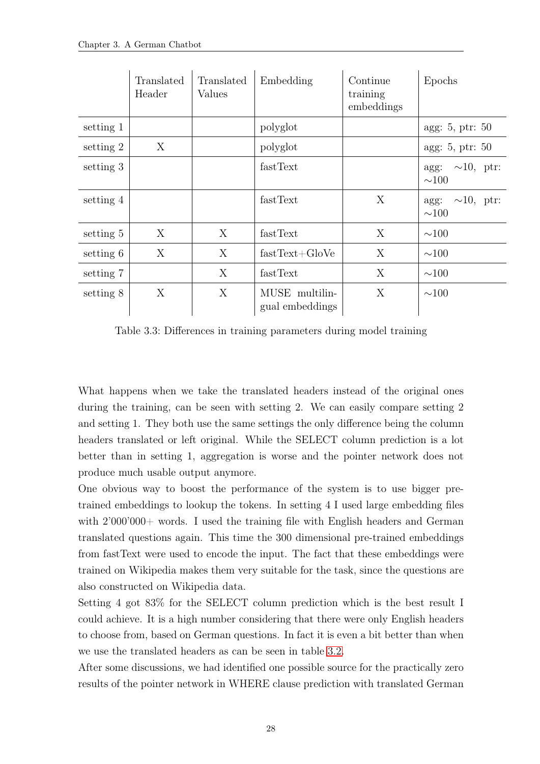|  | Translated Header | Translated Values | Embedding | Continue training embeddings | Epochs |
|---|---|---|---|---|---|
| setting 1 |  |  | polyglot |  | agg: 5, ptr: 50 |
| setting 2 | X |  | polyglot |  | agg: 5, ptr: 50 |
| setting 3 |  |  | fastText |  | agg: ∼10, ptr: ∼100 |
| setting 4 |  |  | fastText | X | agg: ∼10, ptr: ∼100 |
| setting 5 | X | X | fastText | X | ∼100 |
| setting 6 | X | X | fastText+GloVe | X | ∼100 |
| setting 7 |  | X | fastText | X | ∼100 |
| setting 8 | X | X | MUSE multilingual embeddings | X | ∼100 |

Table 3.3: Differences in training parameters during model training

What happens when we take the translated headers instead of the original ones during the training, can be seen with setting 2. We can easily compare setting 2 and setting 1. They both use the same settings the only difference being the column headers translated or left original. While the SELECT column prediction is a lot better than in setting 1, aggregation is worse and the pointer network does not produce much usable output anymore.

One obvious way to boost the performance of the system is to use bigger pre-trained embeddings to lookup the tokens. In setting 4 I used large embedding files with 2'000'000+ words. I used the training file with English headers and German translated questions again. This time the 300 dimensional pre-trained embeddings from fastText were used to encode the input. The fact that these embeddings were trained on Wikipedia makes them very suitable for the task, since the questions are also constructed on Wikipedia data.

Setting 4 got 83% for the SELECT column prediction which is the best result I could achieve. It is a high number considering that there were only English headers to choose from, based on German questions. In fact it is even a bit better than when we use the translated headers as can be seen in table 3.2.

After some discussions, we had identified one possible source for the practically zero results of the pointer network in WHERE clause prediction with translated German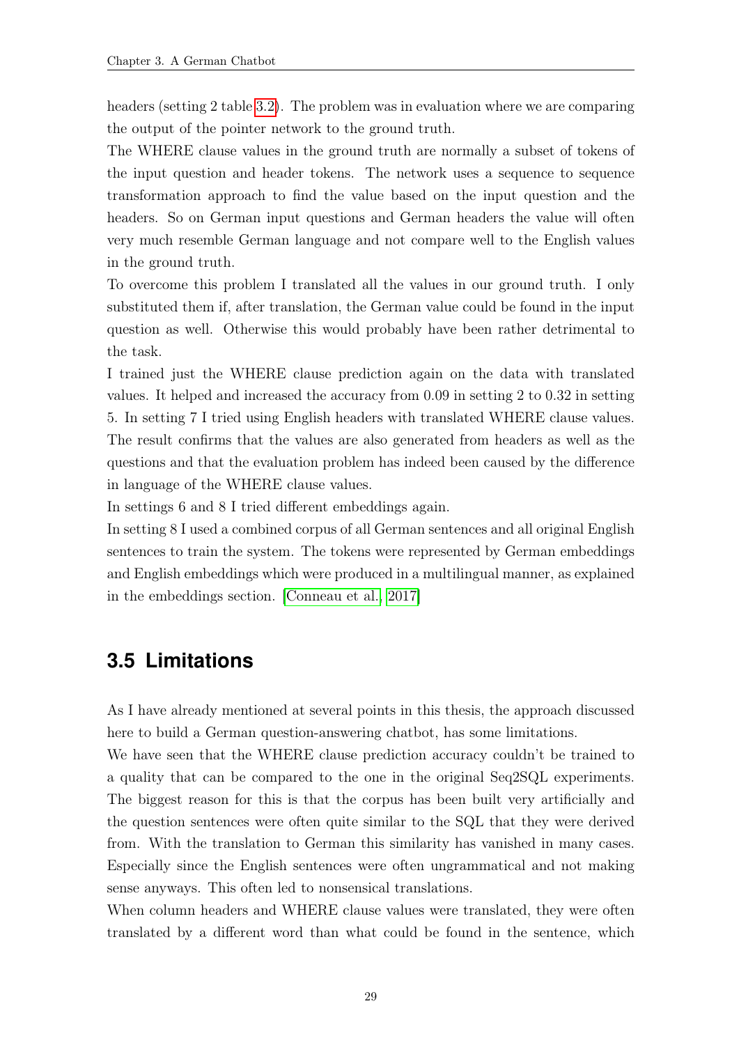headers (setting 2 table 3.2). The problem was in evaluation where we are comparing the output of the pointer network to the ground truth.

The WHERE clause values in the ground truth are normally a subset of tokens of the input question and header tokens. The network uses a sequence to sequence transformation approach to find the value based on the input question and the headers. So on German input questions and German headers the value will often very much resemble German language and not compare well to the English values in the ground truth.

To overcome this problem I translated all the values in our ground truth. I only substituted them if, after translation, the German value could be found in the input question as well. Otherwise this would probably have been rather detrimental to the task.

I trained just the WHERE clause prediction again on the data with translated values. It helped and increased the accuracy from 0.09 in setting 2 to 0.32 in setting 5. In setting 7 I tried using English headers with translated WHERE clause values. The result confirms that the values are also generated from headers as well as the questions and that the evaluation problem has indeed been caused by the difference in language of the WHERE clause values.

In settings 6 and 8 I tried different embeddings again.

In setting 8 I used a combined corpus of all German sentences and all original English sentences to train the system. The tokens were represented by German embeddings and English embeddings which were produced in a multilingual manner, as explained in the embeddings section. [Conneau et al., 2017]

## 3.5 Limitations

As I have already mentioned at several points in this thesis, the approach discussed here to build a German question-answering chatbot, has some limitations.

We have seen that the WHERE clause prediction accuracy couldn't be trained to a quality that can be compared to the one in the original Seq2SQL experiments. The biggest reason for this is that the corpus has been built very artificially and the question sentences were often quite similar to the SQL that they were derived from. With the translation to German this similarity has vanished in many cases. Especially since the English sentences were often ungrammatical and not making sense anyways. This often led to nonsensical translations.

When column headers and WHERE clause values were translated, they were often translated by a different word than what could be found in the sentence, which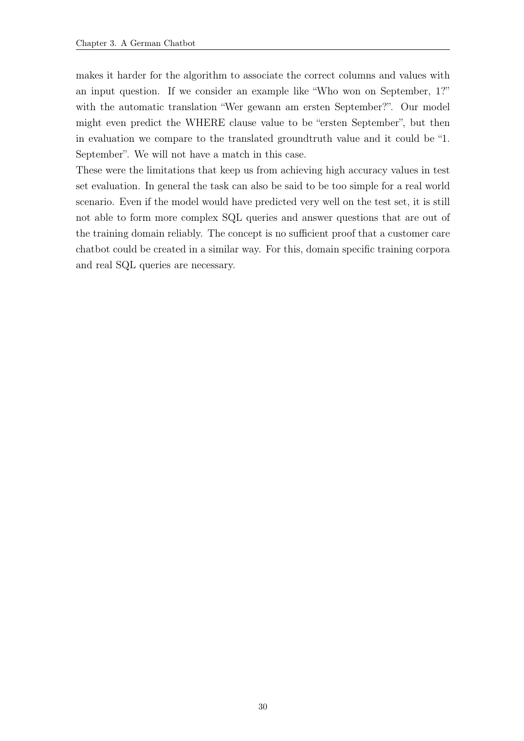makes it harder for the algorithm to associate the correct columns and values with an input question. If we consider an example like "Who won on September, 1?" with the automatic translation "Wer gewann am ersten September?". Our model might even predict the WHERE clause value to be "ersten September", but then in evaluation we compare to the translated groundtruth value and it could be "1. September". We will not have a match in this case.

These were the limitations that keep us from achieving high accuracy values in test set evaluation. In general the task can also be said to be too simple for a real world scenario. Even if the model would have predicted very well on the test set, it is still not able to form more complex SQL queries and answer questions that are out of the training domain reliably. The concept is no sufficient proof that a customer care chatbot could be created in a similar way. For this, domain specific training corpora and real SQL queries are necessary.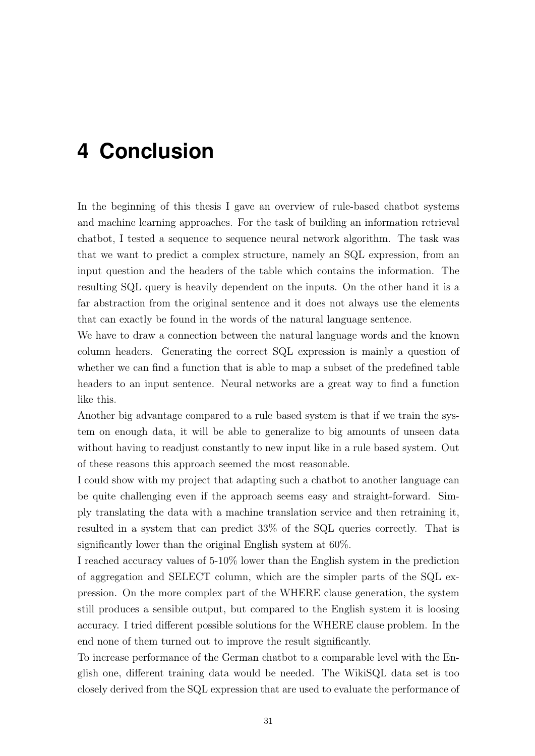# 4 Conclusion

In the beginning of this thesis I gave an overview of rule-based chatbot systems and machine learning approaches. For the task of building an information retrieval chatbot, I tested a sequence to sequence neural network algorithm. The task was that we want to predict a complex structure, namely an SQL expression, from an input question and the headers of the table which contains the information. The resulting SQL query is heavily dependent on the inputs. On the other hand it is a far abstraction from the original sentence and it does not always use the elements that can exactly be found in the words of the natural language sentence.

We have to draw a connection between the natural language words and the known column headers. Generating the correct SQL expression is mainly a question of whether we can find a function that is able to map a subset of the predefined table headers to an input sentence. Neural networks are a great way to find a function like this.

Another big advantage compared to a rule based system is that if we train the system on enough data, it will be able to generalize to big amounts of unseen data without having to readjust constantly to new input like in a rule based system. Out of these reasons this approach seemed the most reasonable.

I could show with my project that adapting such a chatbot to another language can be quite challenging even if the approach seems easy and straight-forward. Simply translating the data with a machine translation service and then retraining it, resulted in a system that can predict 33% of the SQL queries correctly. That is significantly lower than the original English system at 60%.

I reached accuracy values of 5-10% lower than the English system in the prediction of aggregation and SELECT column, which are the simpler parts of the SQL expression. On the more complex part of the WHERE clause generation, the system still produces a sensible output, but compared to the English system it is loosing accuracy. I tried different possible solutions for the WHERE clause problem. In the end none of them turned out to improve the result significantly.

To increase performance of the German chatbot to a comparable level with the English one, different training data would be needed. The WikiSQL data set is too closely derived from the SQL expression that are used to evaluate the performance of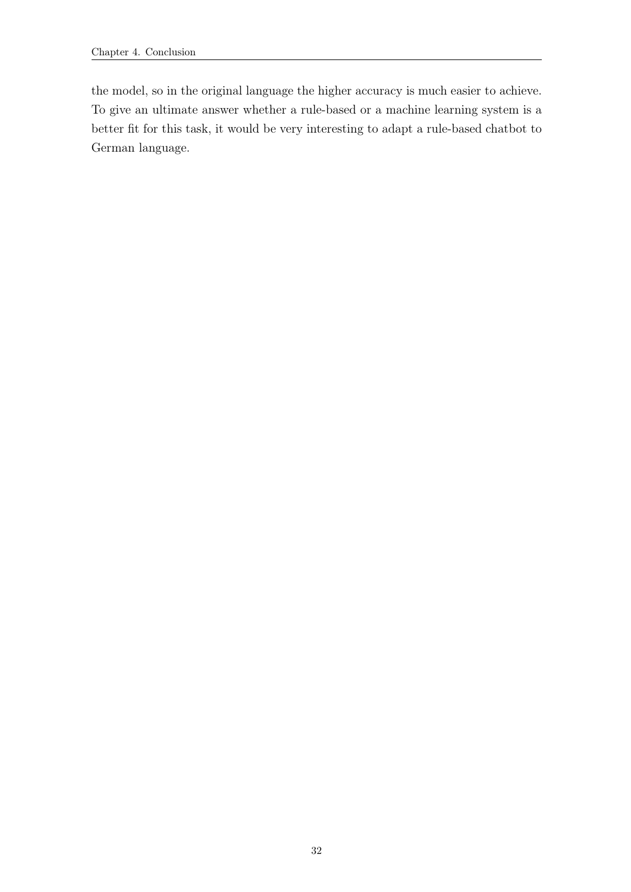the model, so in the original language the higher accuracy is much easier to achieve. To give an ultimate answer whether a rule-based or a machine learning system is a better fit for this task, it would be very interesting to adapt a rule-based chatbot to German language.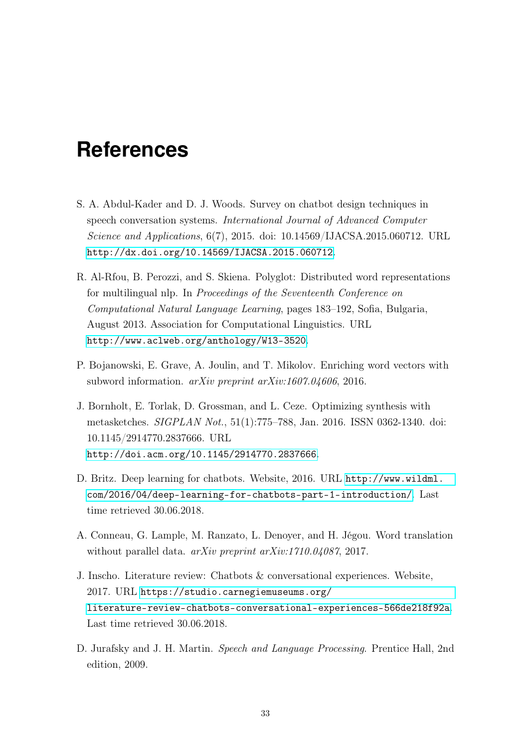# References

S. A. Abdul-Kader and D. J. Woods. Survey on chatbot design techniques in speech conversation systems. *International Journal of Advanced Computer Science and Applications*, 6(7), 2015. doi: 10.14569/IJACSA.2015.060712. URL http://dx.doi.org/10.14569/IJACSA.2015.060712.

R. Al-Rfou, B. Perozzi, and S. Skiena. Polyglot: Distributed word representations for multilingual nlp. In *Proceedings of the Seventeenth Conference on Computational Natural Language Learning*, pages 183–192, Sofia, Bulgaria, August 2013. Association for Computational Linguistics. URL http://www.aclweb.org/anthology/W13-3520.

P. Bojanowski, E. Grave, A. Joulin, and T. Mikolov. Enriching word vectors with subword information. *arXiv preprint arXiv:1607.04606*, 2016.

J. Bornholt, E. Torlak, D. Grossman, and L. Ceze. Optimizing synthesis with metasketches. *SIGPLAN Not.*, 51(1):775–788, Jan. 2016. ISSN 0362-1340. doi: 10.1145/2914770.2837666. URL http://doi.acm.org/10.1145/2914770.2837666.

D. Britz. Deep learning for chatbots. Website, 2016. URL http://www.wildml.com/2016/04/deep-learning-for-chatbots-part-1-introduction/. Last time retrieved 30.06.2018.

A. Conneau, G. Lample, M. Ranzato, L. Denoyer, and H. Jégou. Word translation without parallel data. *arXiv preprint arXiv:1710.04087*, 2017.

J. Inscho. Literature review: Chatbots & conversational experiences. Website, 2017. URL https://studio.carnegiemuseums.org/literature-review-chatbots-conversational-experiences-566de218f92a. Last time retrieved 30.06.2018.

D. Jurafsky and J. H. Martin. *Speech and Language Processing*. Prentice Hall, 2nd edition, 2009.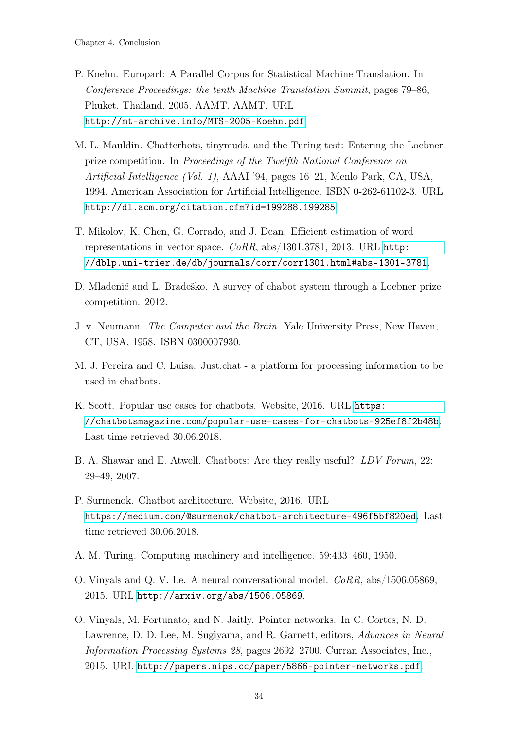P. Koehn. Europarl: A Parallel Corpus for Statistical Machine Translation. In *Conference Proceedings: the tenth Machine Translation Summit*, pages 79–86, Phuket, Thailand, 2005. AAMT, AAMT. URL http://mt-archive.info/MTS-2005-Koehn.pdf.

M. L. Mauldin. Chatterbots, tinymuds, and the Turing test: Entering the Loebner prize competition. In *Proceedings of the Twelfth National Conference on Artificial Intelligence (Vol. 1)*, AAAI '94, pages 16–21, Menlo Park, CA, USA, 1994. American Association for Artificial Intelligence. ISBN 0-262-61102-3. URL http://dl.acm.org/citation.cfm?id=199288.199285.

T. Mikolov, K. Chen, G. Corrado, and J. Dean. Efficient estimation of word representations in vector space. *CoRR*, abs/1301.3781, 2013. URL http://dblp.uni-trier.de/db/journals/corr/corr1301.html#abs-1301-3781.

D. Mladenić and L. Bradeško. A survey of chabot system through a Loebner prize competition. 2012.

J. v. Neumann. *The Computer and the Brain*. Yale University Press, New Haven, CT, USA, 1958. ISBN 0300007930.

M. J. Pereira and C. Luisa. Just.chat - a platform for processing information to be used in chatbots.

K. Scott. Popular use cases for chatbots. Website, 2016. URL https://chatbotsmagazine.com/popular-use-cases-for-chatbots-925ef8f2b48b. Last time retrieved 30.06.2018.

B. A. Shawar and E. Atwell. Chatbots: Are they really useful? *LDV Forum*, 22: 29–49, 2007.

P. Surmenok. Chatbot architecture. Website, 2016. URL https://medium.com/@surmenok/chatbot-architecture-496f5bf820ed. Last time retrieved 30.06.2018.

A. M. Turing. Computing machinery and intelligence. 59:433–460, 1950.

O. Vinyals and Q. V. Le. A neural conversational model. *CoRR*, abs/1506.05869, 2015. URL http://arxiv.org/abs/1506.05869.

O. Vinyals, M. Fortunato, and N. Jaitly. Pointer networks. In C. Cortes, N. D. Lawrence, D. D. Lee, M. Sugiyama, and R. Garnett, editors, *Advances in Neural Information Processing Systems 28*, pages 2692–2700. Curran Associates, Inc., 2015. URL http://papers.nips.cc/paper/5866-pointer-networks.pdf.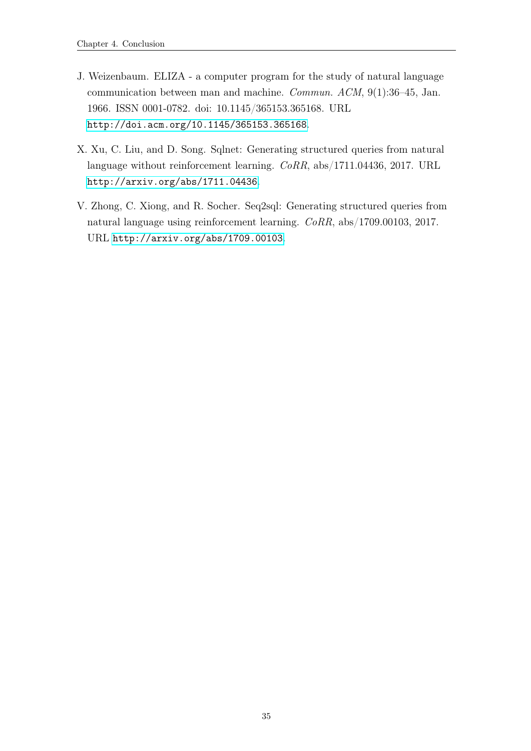J. Weizenbaum. ELIZA - a computer program for the study of natural language communication between man and machine. *Commun. ACM*, 9(1):36–45, Jan. 1966. ISSN 0001-0782. doi: 10.1145/365153.365168. URL http://doi.acm.org/10.1145/365153.365168.

X. Xu, C. Liu, and D. Song. Sqlnet: Generating structured queries from natural language without reinforcement learning. *CoRR*, abs/1711.04436, 2017. URL http://arxiv.org/abs/1711.04436.

V. Zhong, C. Xiong, and R. Socher. Seq2sql: Generating structured queries from natural language using reinforcement learning. *CoRR*, abs/1709.00103, 2017. URL http://arxiv.org/abs/1709.00103.